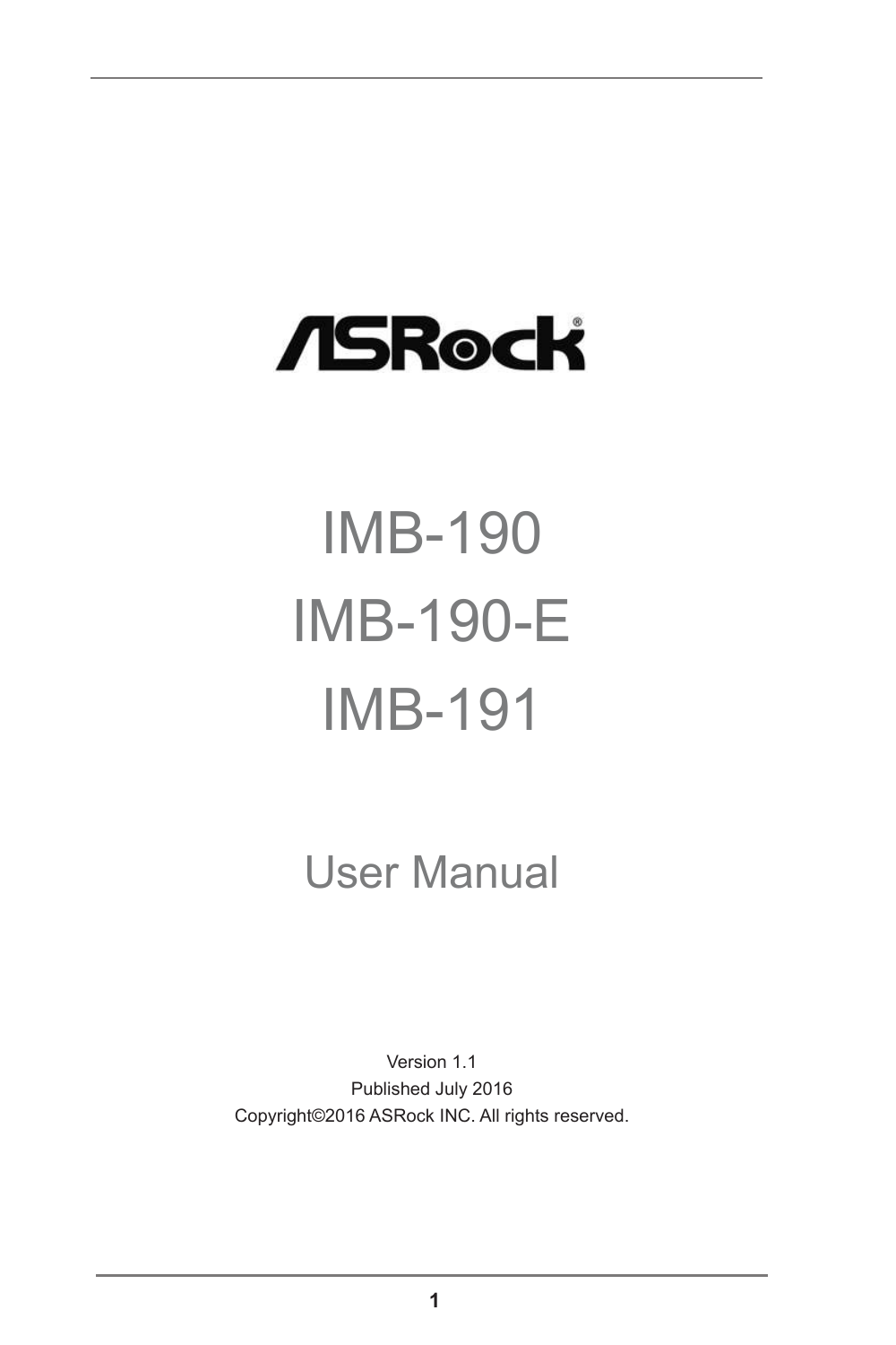# ASRock

# IMB-190

# IMB-190-E

# IMB-191

## User Manual

Version 1.1

Published July 2016

Copyright©2016 ASRock INC. All rights reserved.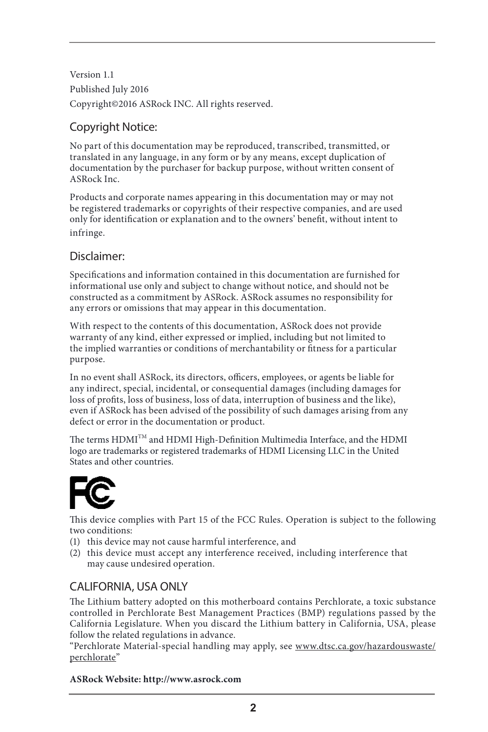Version 1.1

Published July 2016

Copyright©2016 ASRock INC. All rights reserved.

## Copyright Notice:

No part of this documentation may be reproduced, transcribed, transmitted, or translated in any language, in any form or by any means, except duplication of documentation by the purchaser for backup purpose, without written consent of ASRock Inc.

Products and corporate names appearing in this documentation may or may not be registered trademarks or copyrights of their respective companies, and are used only for identification or explanation and to the owners' benefit, without intent to infringe.

## Disclaimer:

Specifications and information contained in this documentation are furnished for informational use only and subject to change without notice, and should not be constructed as a commitment by ASRock. ASRock assumes no responsibility for any errors or omissions that may appear in this documentation.

With respect to the contents of this documentation, ASRock does not provide warranty of any kind, either expressed or implied, including but not limited to the implied warranties or conditions of merchantability or fitness for a particular purpose.

In no event shall ASRock, its directors, officers, employees, or agents be liable for any indirect, special, incidental, or consequential damages (including damages for loss of profits, loss of business, loss of data, interruption of business and the like), even if ASRock has been advised of the possibility of such damages arising from any defect or error in the documentation or product.

The terms HDMI™ and HDMI High-Definition Multimedia Interface, and the HDMI logo are trademarks or registered trademarks of HDMI Licensing LLC in the United States and other countries.

This device complies with Part 15 of the FCC Rules. Operation is subject to the following two conditions:

(1) this device may not cause harmful interference, and

(2) this device must accept any interference received, including interference that may cause undesired operation.

## CALIFORNIA, USA ONLY

The Lithium battery adopted on this motherboard contains Perchlorate, a toxic substance controlled in Perchlorate Best Management Practices (BMP) regulations passed by the California Legislature. When you discard the Lithium battery in California, USA, please follow the related regulations in advance.

"Perchlorate Material-special handling may apply, see www.dtsc.ca.gov/hazardouswaste/perchlorate"

**ASRock Website: http://www.asrock.com**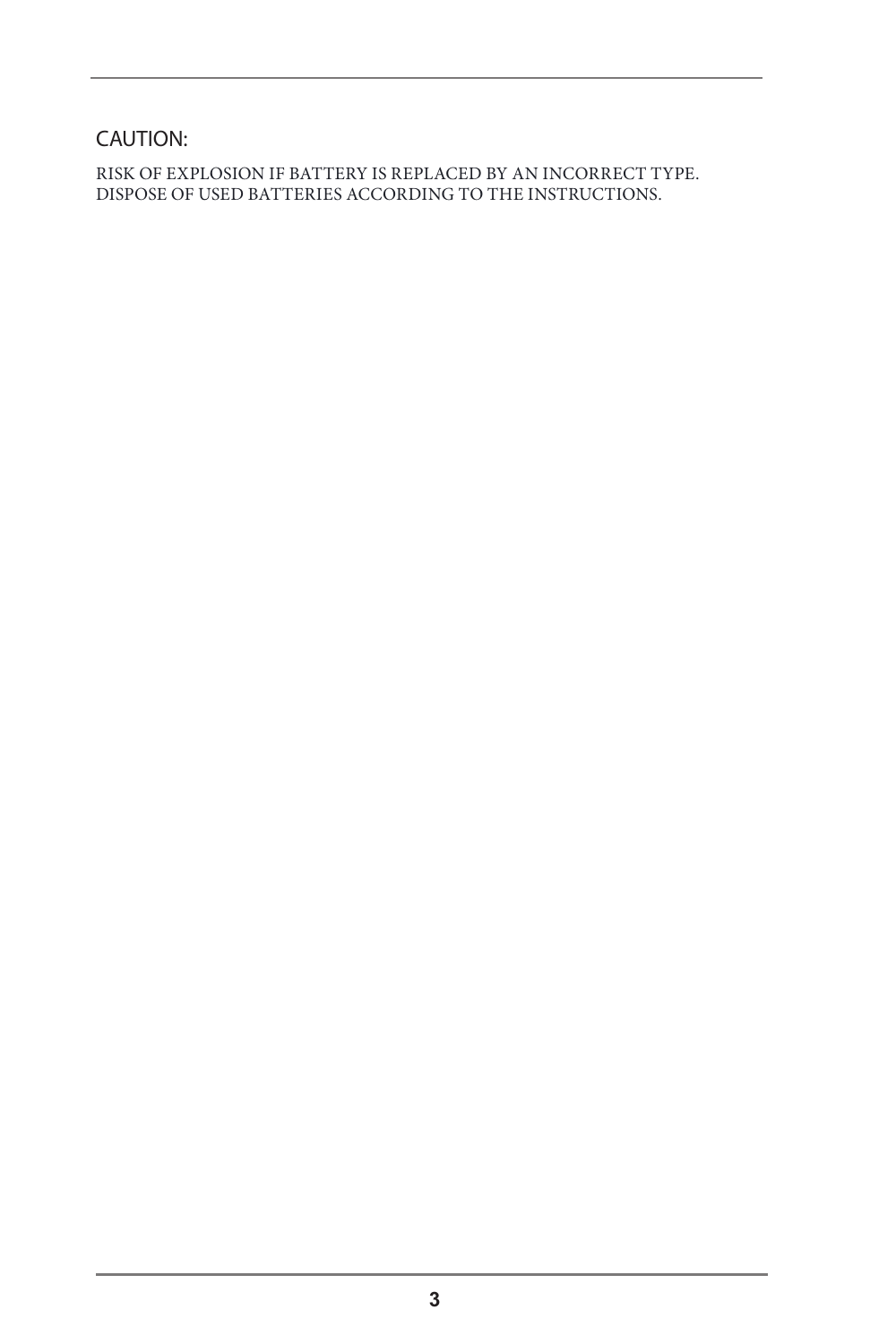## CAUTION:

RISK OF EXPLOSION IF BATTERY IS REPLACED BY AN INCORRECT TYPE.
DISPOSE OF USED BATTERIES ACCORDING TO THE INSTRUCTIONS.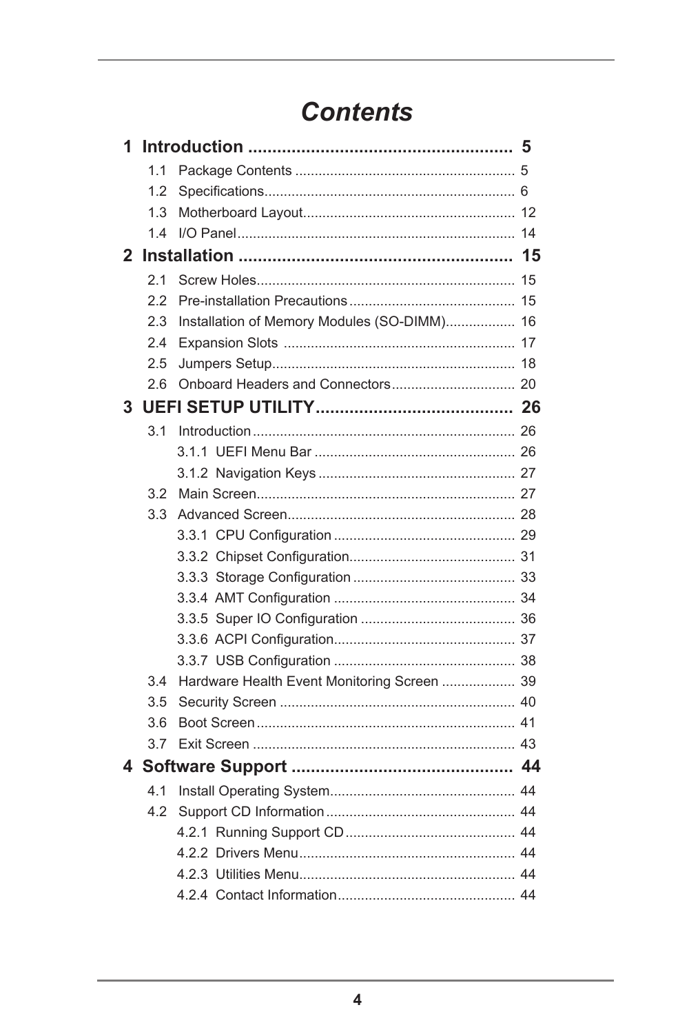# *Contents*

**1 Introduction ........................................................ 5**

- 1.1 Package Contents ......................................................... 5
- 1.2 Specifications................................................................ 6
- 1.3 Motherboard Layout...................................................... 12
- 1.4 I/O Panel....................................................................... 14

**2 Installation ......................................................... 15**

- 2.1 Screw Holes.................................................................. 15
- 2.2 Pre-installation Precautions........................................... 15
- 2.3 Installation of Memory Modules (SO-DIMM).................. 16
- 2.4 Expansion Slots ............................................................ 17
- 2.5 Jumpers Setup.............................................................. 18
- 2.6 Onboard Headers and Connectors................................ 20

**3 UEFI SETUP UTILITY......................................... 26**

- 3.1 Introduction.................................................................... 26
  - 3.1.1 UEFI Menu Bar .................................................... 26
  - 3.1.2 Navigation Keys ................................................... 27
- 3.2 Main Screen.................................................................. 27
- 3.3 Advanced Screen........................................................... 28
  - 3.3.1 CPU Configuration ............................................... 29
  - 3.3.2 Chipset Configuration........................................... 31
  - 3.3.3 Storage Configuration .......................................... 33
  - 3.3.4 AMT Configuration ............................................... 34
  - 3.3.5 Super IO Configuration ........................................ 36
  - 3.3.6 ACPI Configuration............................................... 37
  - 3.3.7 USB Configuration ............................................... 38
- 3.4 Hardware Health Event Monitoring Screen ................... 39
- 3.5 Security Screen ............................................................. 40
- 3.6 Boot Screen................................................................... 41
- 3.7 Exit Screen ................................................................... 43

**4 Software Support .............................................. 44**

- 4.1 Install Operating System................................................ 44
- 4.2 Support CD Information................................................. 44
  - 4.2.1 Running Support CD............................................ 44
  - 4.2.2 Drivers Menu........................................................ 44
  - 4.2.3 Utilities Menu........................................................ 44
  - 4.2.4 Contact Information.............................................. 44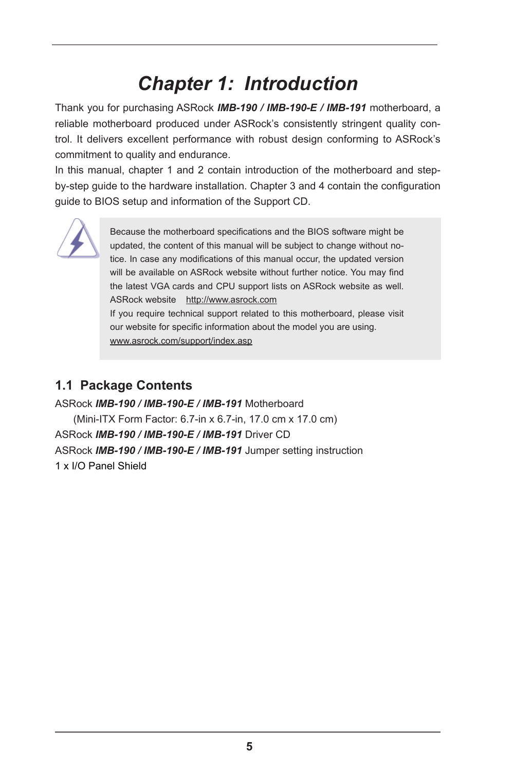# Chapter 1: Introduction

Thank you for purchasing ASRock ***IMB-190 / IMB-190-E / IMB-191*** motherboard, a reliable motherboard produced under ASRock's consistently stringent quality control. It delivers excellent performance with robust design conforming to ASRock's commitment to quality and endurance.

In this manual, chapter 1 and 2 contain introduction of the motherboard and step-by-step guide to the hardware installation. Chapter 3 and 4 contain the configuration guide to BIOS setup and information of the Support CD.

> Because the motherboard specifications and the BIOS software might be updated, the content of this manual will be subject to change without notice. In case any modifications of this manual occur, the updated version will be available on ASRock website without further notice. You may find the latest VGA cards and CPU support lists on ASRock website as well. ASRock website http://www.asrock.com
> If you require technical support related to this motherboard, please visit our website for specific information about the model you are using.
> www.asrock.com/support/index.asp

## 1.1 Package Contents

ASRock ***IMB-190 / IMB-190-E / IMB-191*** Motherboard
(Mini-ITX Form Factor: 6.7-in x 6.7-in, 17.0 cm x 17.0 cm)
ASRock ***IMB-190 / IMB-190-E / IMB-191*** Driver CD
ASRock ***IMB-190 / IMB-190-E / IMB-191*** Jumper setting instruction
1 x I/O Panel Shield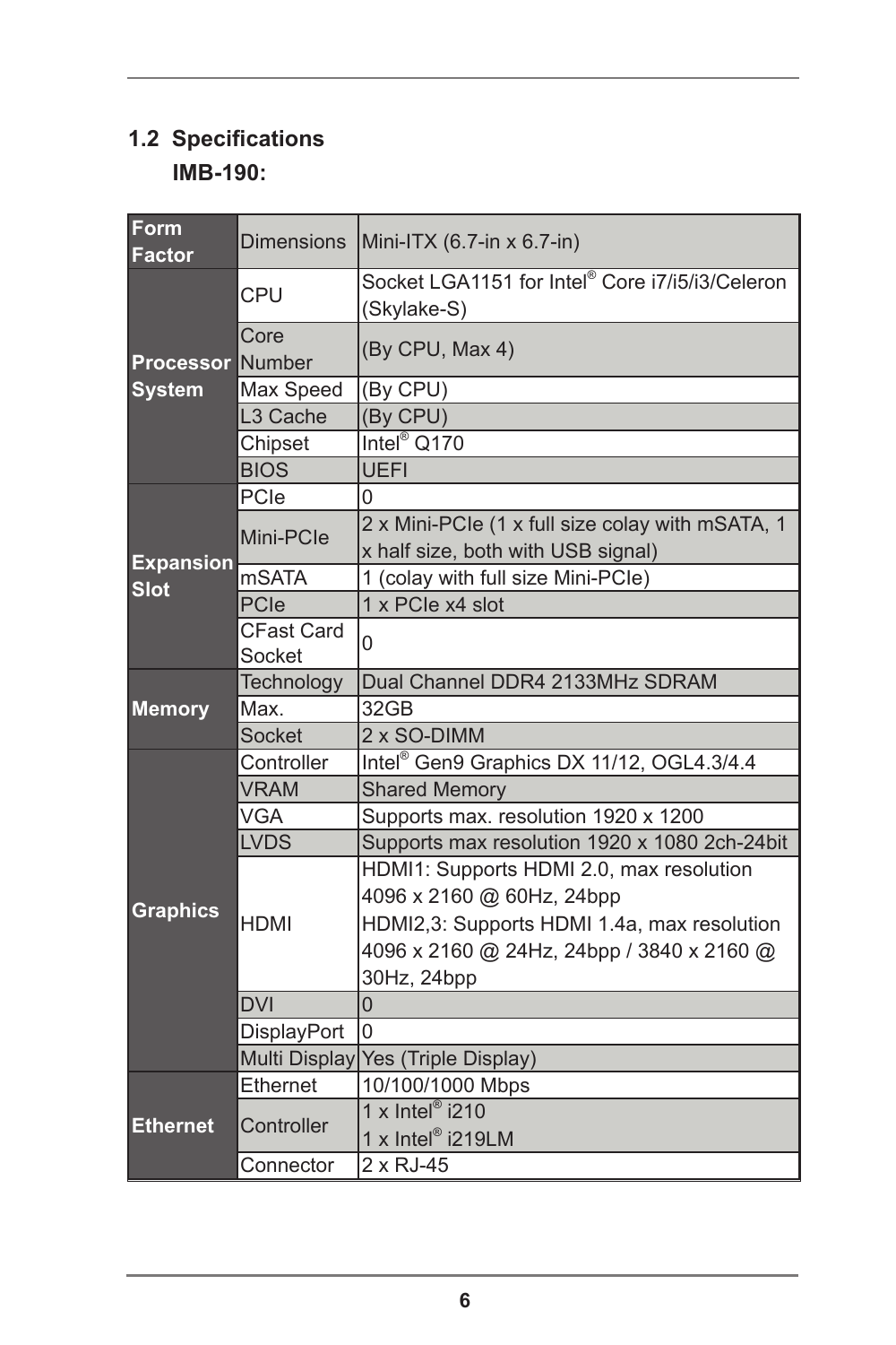## 1.2 Specifications

**IMB-190:**

| | | |
|---|---|---|
| **Form Factor** | Dimensions | Mini-ITX (6.7-in x 6.7-in) |
| **Processor System** | CPU | Socket LGA1151 for Intel® Core i7/i5/i3/Celeron (Skylake-S) |
| | Core Number | (By CPU, Max 4) |
| | Max Speed | (By CPU) |
| | L3 Cache | (By CPU) |
| | Chipset | Intel® Q170 |
| | BIOS | UEFI |
| **Expansion Slot** | PCIe | 0 |
| | Mini-PCIe | 2 x Mini-PCIe (1 x full size colay with mSATA, 1 x half size, both with USB signal) |
| | mSATA | 1 (colay with full size Mini-PCIe) |
| | PCIe | 1 x PCIe x4 slot |
| | CFast Card Socket | 0 |
| **Memory** | Technology | Dual Channel DDR4 2133MHz SDRAM |
| | Max. | 32GB |
| | Socket | 2 x SO-DIMM |
| **Graphics** | Controller | Intel® Gen9 Graphics DX 11/12, OGL4.3/4.4 |
| | VRAM | Shared Memory |
| | VGA | Supports max. resolution 1920 x 1200 |
| | LVDS | Supports max resolution 1920 x 1080 2ch-24bit |
| | HDMI | HDMI1: Supports HDMI 2.0, max resolution 4096 x 2160 @ 60Hz, 24bpp<br>HDMI2,3: Supports HDMI 1.4a, max resolution 4096 x 2160 @ 24Hz, 24bpp / 3840 x 2160 @ 30Hz, 24bpp |
| | DVI | 0 |
| | DisplayPort | 0 |
| | Multi Display | Yes (Triple Display) |
| **Ethernet** | Ethernet | 10/100/1000 Mbps |
| | Controller | 1 x Intel® i210<br>1 x Intel® i219LM |
| | Connector | 2 x RJ-45 |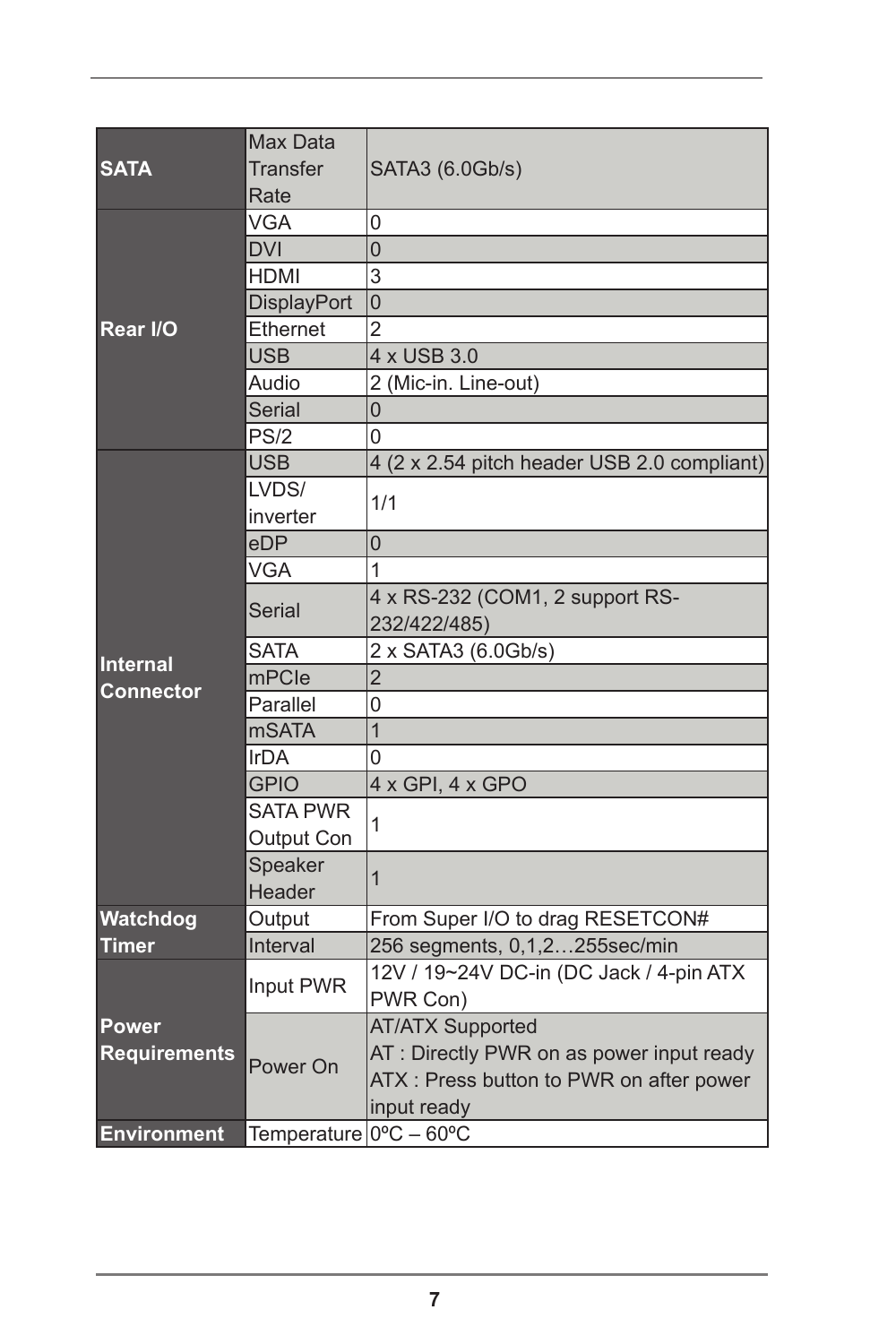| | | |
|---|---|---|
| **SATA** | Max Data Transfer Rate | SATA3 (6.0Gb/s) |
| **Rear I/O** | VGA | 0 |
| | DVI | 0 |
| | HDMI | 3 |
| | DisplayPort | 0 |
| | Ethernet | 2 |
| | USB | 4 x USB 3.0 |
| | Audio | 2 (Mic-in. Line-out) |
| | Serial | 0 |
| | PS/2 | 0 |
| **Internal Connector** | USB | 4 (2 x 2.54 pitch header USB 2.0 compliant) |
| | LVDS/ inverter | 1/1 |
| | eDP | 0 |
| | VGA | 1 |
| | Serial | 4 x RS-232 (COM1, 2 support RS-232/422/485) |
| | SATA | 2 x SATA3 (6.0Gb/s) |
| | mPCIe | 2 |
| | Parallel | 0 |
| | mSATA | 1 |
| | IrDA | 0 |
| | GPIO | 4 x GPI, 4 x GPO |
| | SATA PWR Output Con | 1 |
| | Speaker Header | 1 |
| **Watchdog Timer** | Output | From Super I/O to drag RESETCON# |
| | Interval | 256 segments, 0,1,2…255sec/min |
| **Power Requirements** | Input PWR | 12V / 19~24V DC-in (DC Jack / 4-pin ATX PWR Con) |
| | Power On | AT/ATX Supported<br>AT : Directly PWR on as power input ready<br>ATX : Press button to PWR on after power input ready |
| **Environment** | Temperature | 0ºC – 60ºC |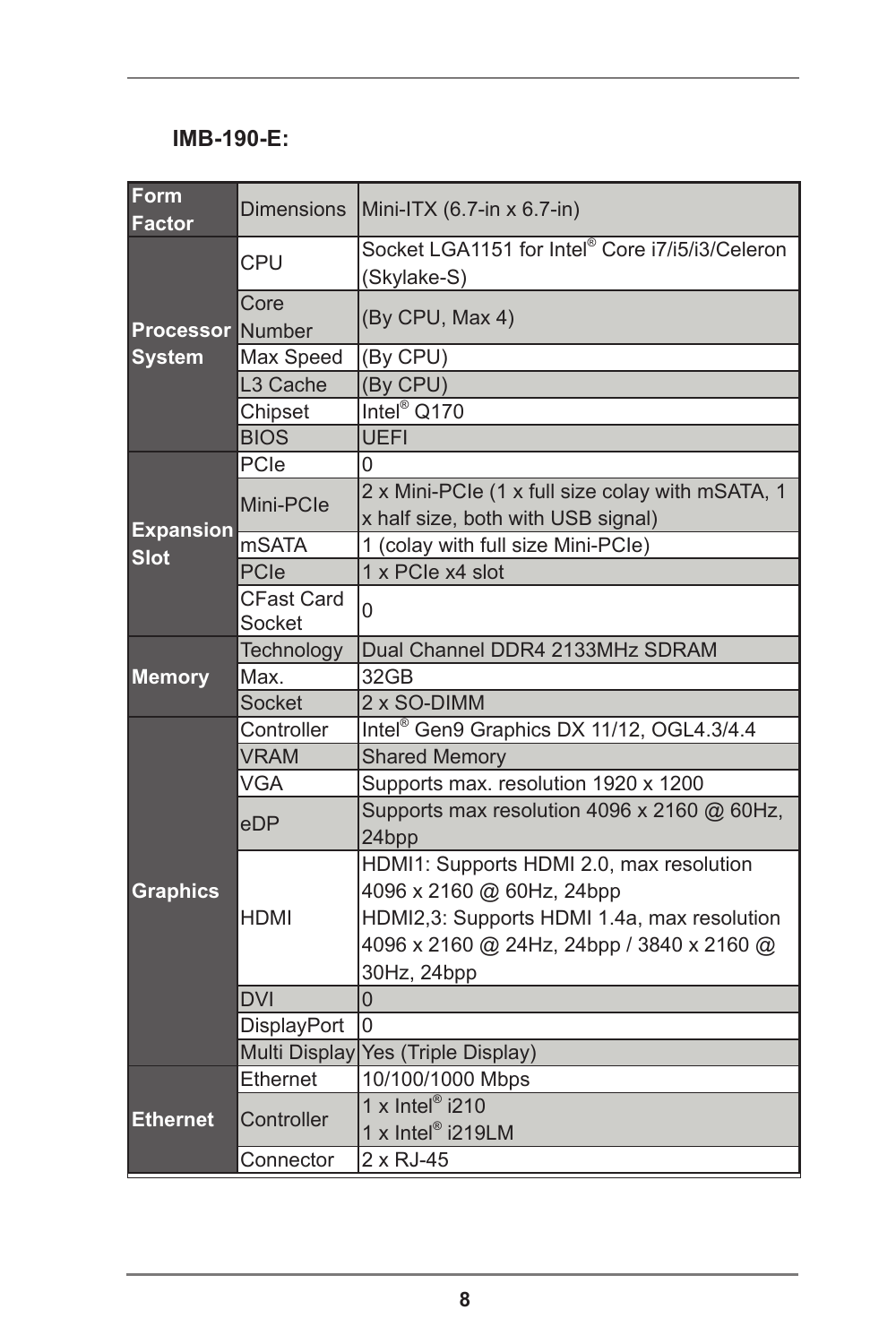**IMB-190-E:**

| | | |
|---|---|---|
| **Form Factor** | Dimensions | Mini-ITX (6.7-in x 6.7-in) |
| **Processor System** | CPU | Socket LGA1151 for Intel® Core i7/i5/i3/Celeron (Skylake-S) |
| | Core Number | (By CPU, Max 4) |
| | Max Speed | (By CPU) |
| | L3 Cache | (By CPU) |
| | Chipset | Intel® Q170 |
| | BIOS | UEFI |
| **Expansion Slot** | PCIe | 0 |
| | Mini-PCIe | 2 x Mini-PCIe (1 x full size colay with mSATA, 1 x half size, both with USB signal) |
| | mSATA | 1 (colay with full size Mini-PCIe) |
| | PCIe | 1 x PCIe x4 slot |
| | CFast Card Socket | 0 |
| **Memory** | Technology | Dual Channel DDR4 2133MHz SDRAM |
| | Max. | 32GB |
| | Socket | 2 x SO-DIMM |
| **Graphics** | Controller | Intel® Gen9 Graphics DX 11/12, OGL4.3/4.4 |
| | VRAM | Shared Memory |
| | VGA | Supports max. resolution 1920 x 1200 |
| | eDP | Supports max resolution 4096 x 2160 @ 60Hz, 24bpp |
| | HDMI | HDMI1: Supports HDMI 2.0, max resolution 4096 x 2160 @ 60Hz, 24bpp<br>HDMI2,3: Supports HDMI 1.4a, max resolution 4096 x 2160 @ 24Hz, 24bpp / 3840 x 2160 @ 30Hz, 24bpp |
| | DVI | 0 |
| | DisplayPort | 0 |
| | Multi Display | Yes (Triple Display) |
| **Ethernet** | Ethernet | 10/100/1000 Mbps |
| | Controller | 1 x Intel® i210<br>1 x Intel® i219LM |
| | Connector | 2 x RJ-45 |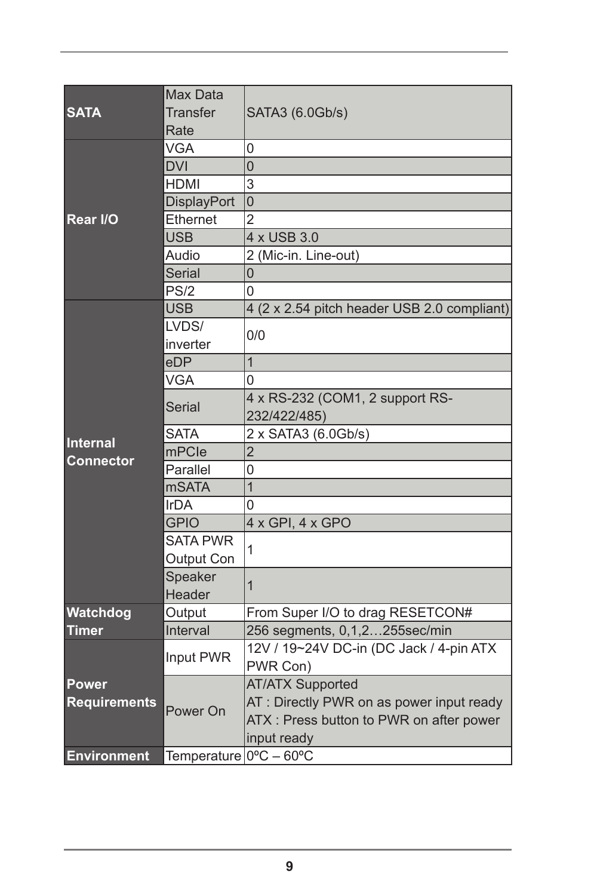| | | |
|---|---|---|
| **SATA** | Max Data Transfer Rate | SATA3 (6.0Gb/s) |
| **Rear I/O** | VGA | 0 |
| | DVI | 0 |
| | HDMI | 3 |
| | DisplayPort | 0 |
| | Ethernet | 2 |
| | USB | 4 x USB 3.0 |
| | Audio | 2 (Mic-in. Line-out) |
| | Serial | 0 |
| | PS/2 | 0 |
| **Internal Connector** | USB | 4 (2 x 2.54 pitch header USB 2.0 compliant) |
| | LVDS/ inverter | 0/0 |
| | eDP | 1 |
| | VGA | 0 |
| | Serial | 4 x RS-232 (COM1, 2 support RS-232/422/485) |
| | SATA | 2 x SATA3 (6.0Gb/s) |
| | mPCIe | 2 |
| | Parallel | 0 |
| | mSATA | 1 |
| | IrDA | 0 |
| | GPIO | 4 x GPI, 4 x GPO |
| | SATA PWR Output Con | 1 |
| | Speaker Header | 1 |
| **Watchdog Timer** | Output | From Super I/O to drag RESETCON# |
| | Interval | 256 segments, 0,1,2…255sec/min |
| **Power Requirements** | Input PWR | 12V / 19~24V DC-in (DC Jack / 4-pin ATX PWR Con) |
| | Power On | AT/ATX Supported<br>AT : Directly PWR on as power input ready<br>ATX : Press button to PWR on after power input ready |
| **Environment** | Temperature | 0ºC – 60ºC |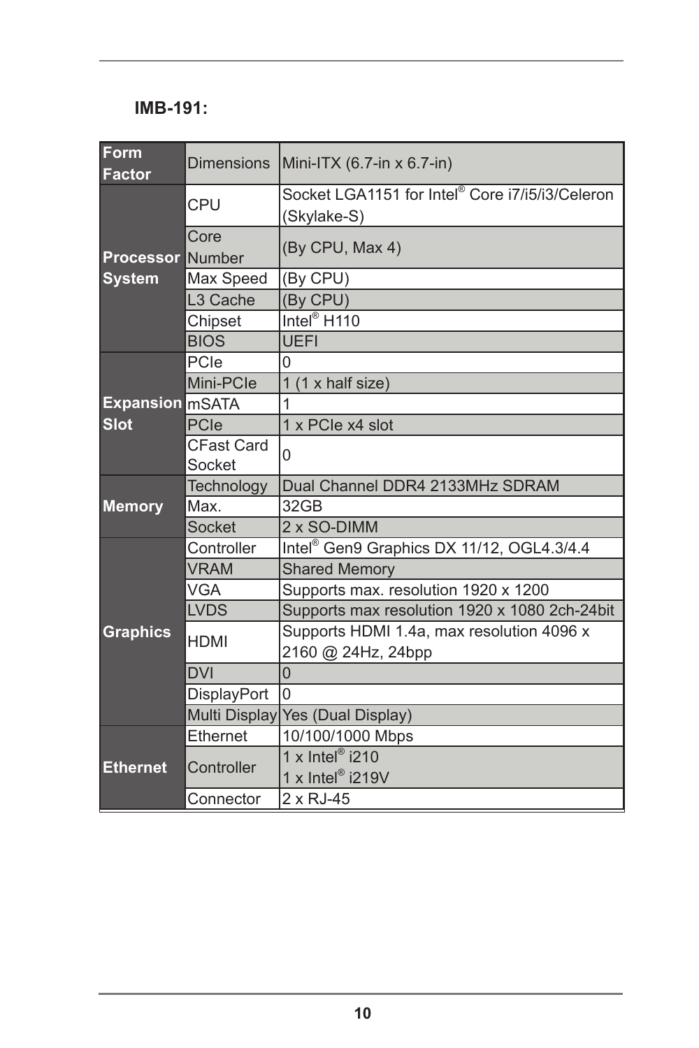**IMB-191:**

| | | |
|---|---|---|
| **Form Factor** | Dimensions | Mini-ITX (6.7-in x 6.7-in) |
| **Processor System** | CPU | Socket LGA1151 for Intel® Core i7/i5/i3/Celeron (Skylake-S) |
| | Core Number | (By CPU, Max 4) |
| | Max Speed | (By CPU) |
| | L3 Cache | (By CPU) |
| | Chipset | Intel® H110 |
| | BIOS | UEFI |
| **Expansion Slot** | PCIe | 0 |
| | Mini-PCIe | 1 (1 x half size) |
| | mSATA | 1 |
| | PCIe | 1 x PCIe x4 slot |
| | CFast Card Socket | 0 |
| **Memory** | Technology | Dual Channel DDR4 2133MHz SDRAM |
| | Max. | 32GB |
| | Socket | 2 x SO-DIMM |
| **Graphics** | Controller | Intel® Gen9 Graphics DX 11/12, OGL4.3/4.4 |
| | VRAM | Shared Memory |
| | VGA | Supports max. resolution 1920 x 1200 |
| | LVDS | Supports max resolution 1920 x 1080 2ch-24bit |
| | HDMI | Supports HDMI 1.4a, max resolution 4096 x 2160 @ 24Hz, 24bpp |
| | DVI | 0 |
| | DisplayPort | 0 |
| | Multi Display | Yes (Dual Display) |
| **Ethernet** | Ethernet | 10/100/1000 Mbps |
| | Controller | 1 x Intel® i210<br>1 x Intel® i219V |
| | Connector | 2 x RJ-45 |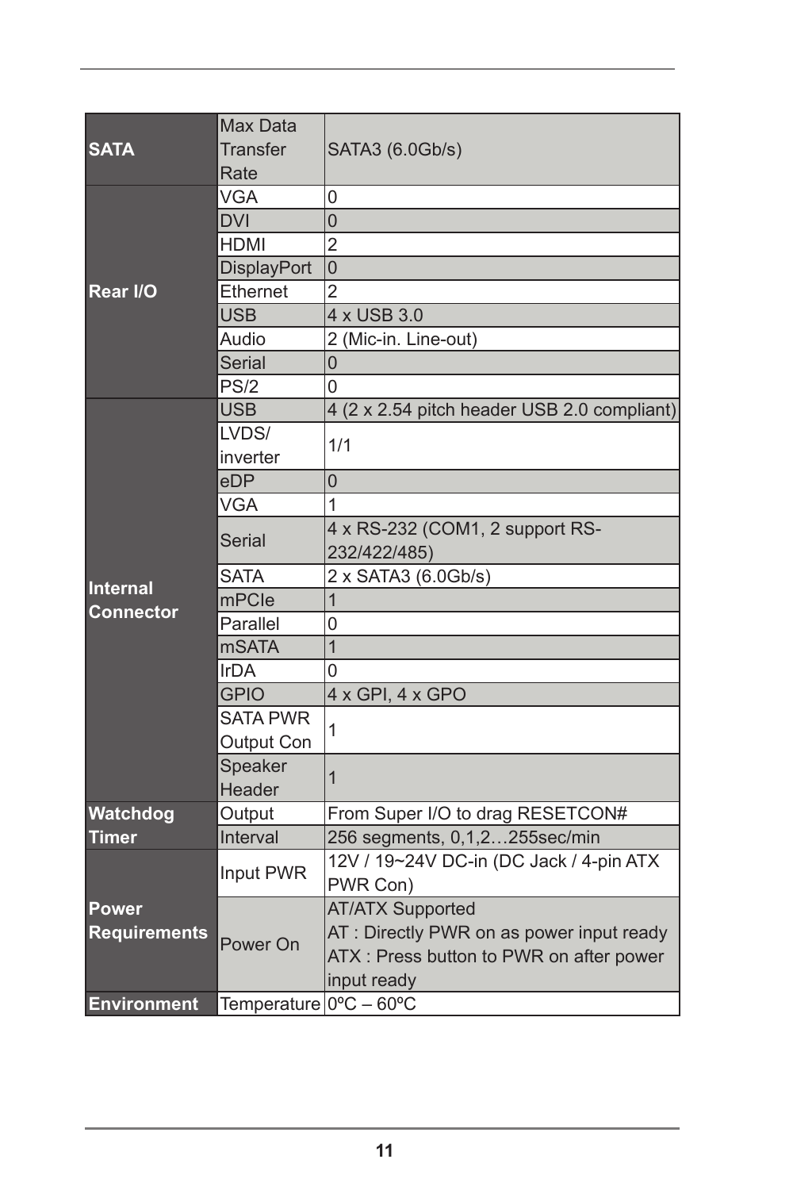| | | |
|---|---|---|
| **SATA** | Max Data Transfer Rate | SATA3 (6.0Gb/s) |
| **Rear I/O** | VGA | 0 |
| | DVI | 0 |
| | HDMI | 2 |
| | DisplayPort | 0 |
| | Ethernet | 2 |
| | USB | 4 x USB 3.0 |
| | Audio | 2 (Mic-in. Line-out) |
| | Serial | 0 |
| | PS/2 | 0 |
| **Internal Connector** | USB | 4 (2 x 2.54 pitch header USB 2.0 compliant) |
| | LVDS/ inverter | 1/1 |
| | eDP | 0 |
| | VGA | 1 |
| | Serial | 4 x RS-232 (COM1, 2 support RS-232/422/485) |
| | SATA | 2 x SATA3 (6.0Gb/s) |
| | mPCIe | 1 |
| | Parallel | 0 |
| | mSATA | 1 |
| | IrDA | 0 |
| | GPIO | 4 x GPI, 4 x GPO |
| | SATA PWR Output Con | 1 |
| | Speaker Header | 1 |
| **Watchdog Timer** | Output | From Super I/O to drag RESETCON# |
| | Interval | 256 segments, 0,1,2…255sec/min |
| **Power Requirements** | Input PWR | 12V / 19~24V DC-in (DC Jack / 4-pin ATX PWR Con) |
| | Power On | AT/ATX Supported<br>AT : Directly PWR on as power input ready<br>ATX : Press button to PWR on after power input ready |
| **Environment** | Temperature | 0ºC – 60ºC |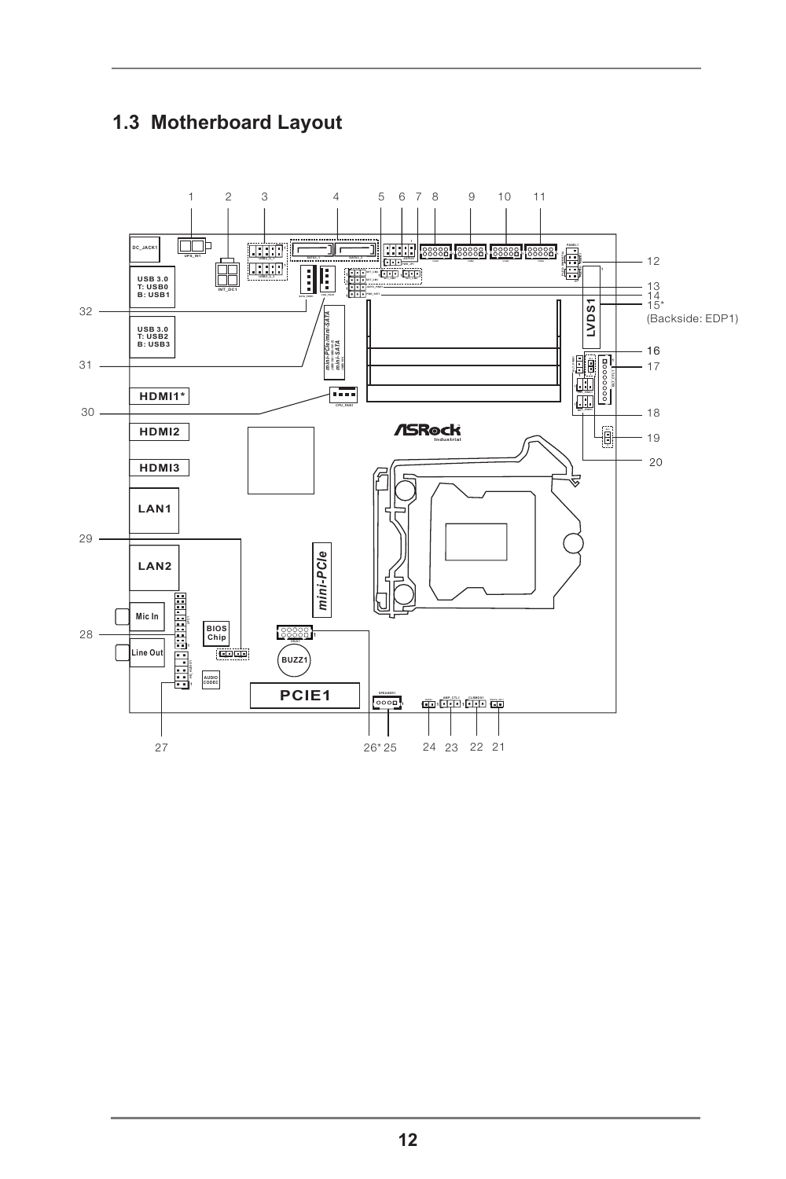## 1.3 Motherboard Layout

1 2 3 4 5 6 7 8 9 10 11

12
13
14
15*
(Backside: EDP1)
16
17
18
19
20

32
31
30
29
28

27 26* 25 24 23 22 21

DC_JACK1
USB 3.0
T: USB0
B: USB1
USB 3.0
T: USB2
B: USB3
HDMI1*
HDMI2
HDMI3
LAN1
LAN2
Mic In
Line Out
BIOS Chip
AUDIO CODEC
BUZZ1
PCIE1
LVDS1
mini-PCIe/mini-SATA
mini-PCIe
ASRock Industrial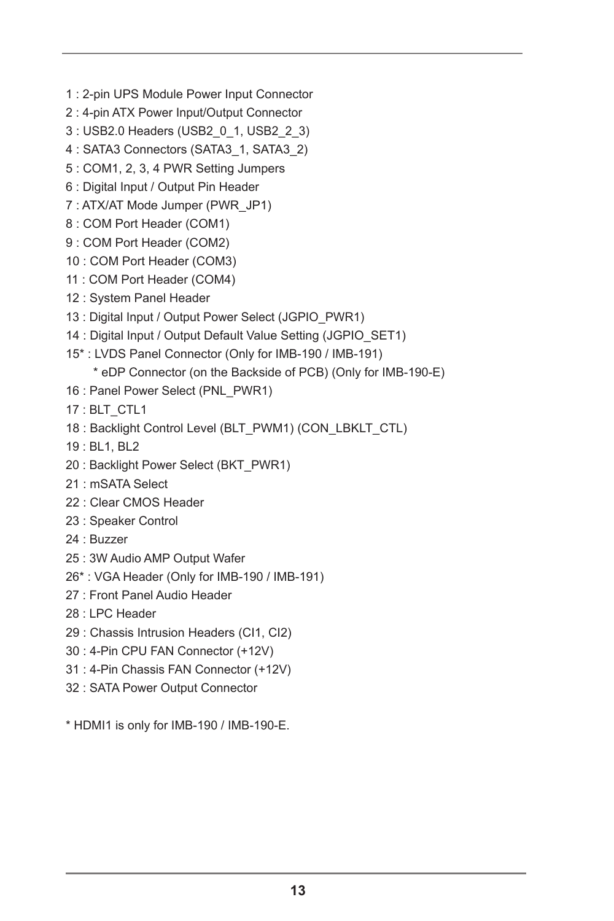1 : 2-pin UPS Module Power Input Connector
2 : 4-pin ATX Power Input/Output Connector
3 : USB2.0 Headers (USB2_0_1, USB2_2_3)
4 : SATA3 Connectors (SATA3_1, SATA3_2)
5 : COM1, 2, 3, 4 PWR Setting Jumpers
6 : Digital Input / Output Pin Header
7 : ATX/AT Mode Jumper (PWR_JP1)
8 : COM Port Header (COM1)
9 : COM Port Header (COM2)
10 : COM Port Header (COM3)
11 : COM Port Header (COM4)
12 : System Panel Header
13 : Digital Input / Output Power Select (JGPIO_PWR1)
14 : Digital Input / Output Default Value Setting (JGPIO_SET1)
15* : LVDS Panel Connector (Only for IMB-190 / IMB-191)
    * eDP Connector (on the Backside of PCB) (Only for IMB-190-E)
16 : Panel Power Select (PNL_PWR1)
17 : BLT_CTL1
18 : Backlight Control Level (BLT_PWM1) (CON_LBKLT_CTL)
19 : BL1, BL2
20 : Backlight Power Select (BKT_PWR1)
21 : mSATA Select
22 : Clear CMOS Header
23 : Speaker Control
24 : Buzzer
25 : 3W Audio AMP Output Wafer
26* : VGA Header (Only for IMB-190 / IMB-191)
27 : Front Panel Audio Header
28 : LPC Header
29 : Chassis Intrusion Headers (CI1, CI2)
30 : 4-Pin CPU FAN Connector (+12V)
31 : 4-Pin Chassis FAN Connector (+12V)
32 : SATA Power Output Connector

* HDMI1 is only for IMB-190 / IMB-190-E.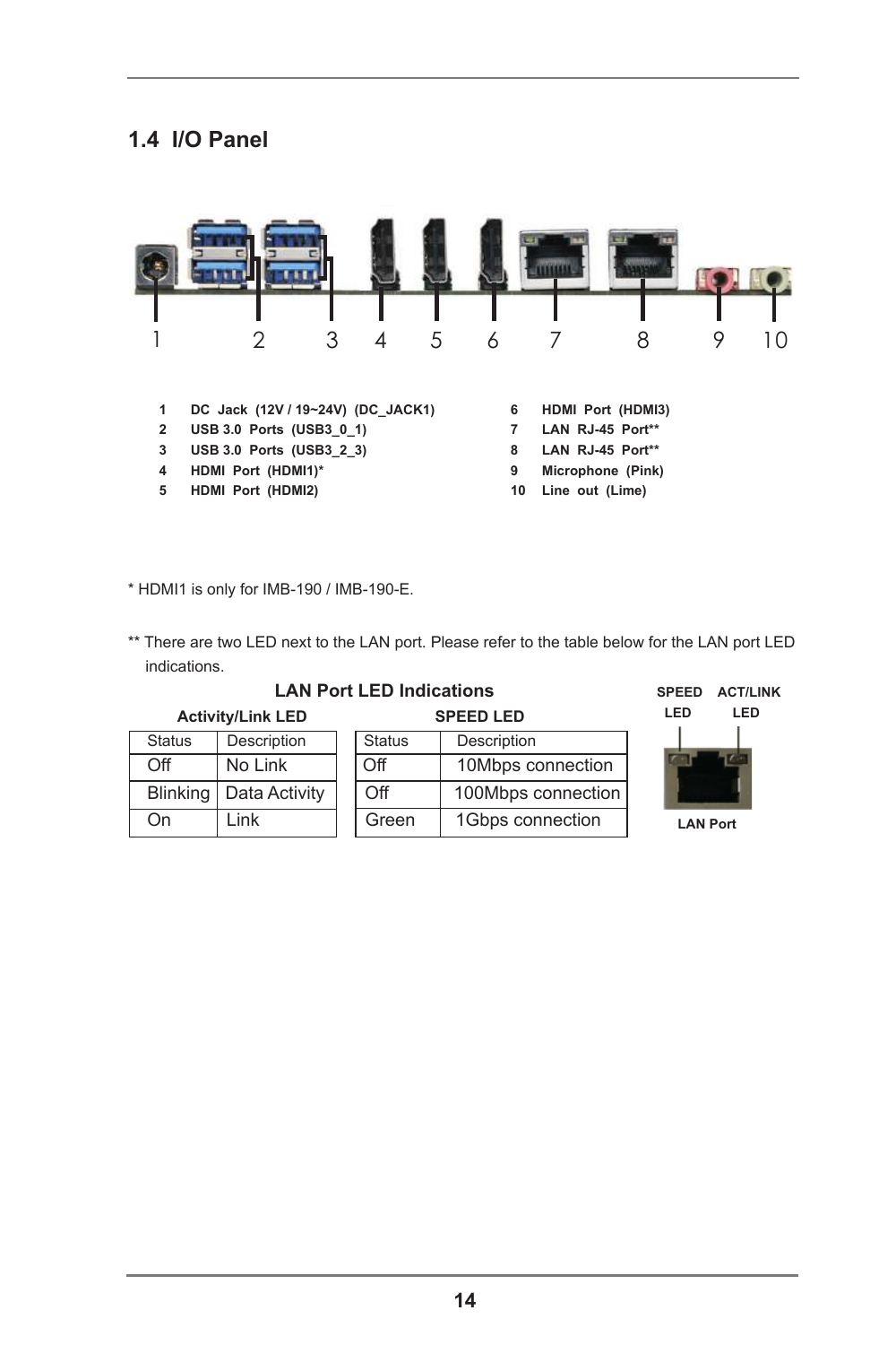## 1.4 I/O Panel

| | | | |
|---|---|---|---|
| 1 | DC Jack (12V / 19~24V) (DC_JACK1) | 6 | HDMI Port (HDMI3) |
| 2 | USB 3.0 Ports (USB3_0_1) | 7 | LAN RJ-45 Port** |
| 3 | USB 3.0 Ports (USB3_2_3) | 8 | LAN RJ-45 Port** |
| 4 | HDMI Port (HDMI1)* | 9 | Microphone (Pink) |
| 5 | HDMI Port (HDMI2) | 10 | Line out (Lime) |

\* HDMI1 is only for IMB-190 / IMB-190-E.

** There are two LED next to the LAN port. Please refer to the table below for the LAN port LED indications.

**LAN Port LED Indications**

**Activity/Link LED**

| Status | Description |
|---|---|
| Off | No Link |
| Blinking | Data Activity |
| On | Link |

**SPEED LED**

| Status | Description |
|---|---|
| Off | 10Mbps connection |
| Off | 100Mbps connection |
| Green | 1Gbps connection |

SPEED LED &nbsp;&nbsp; ACT/LINK LED

LAN Port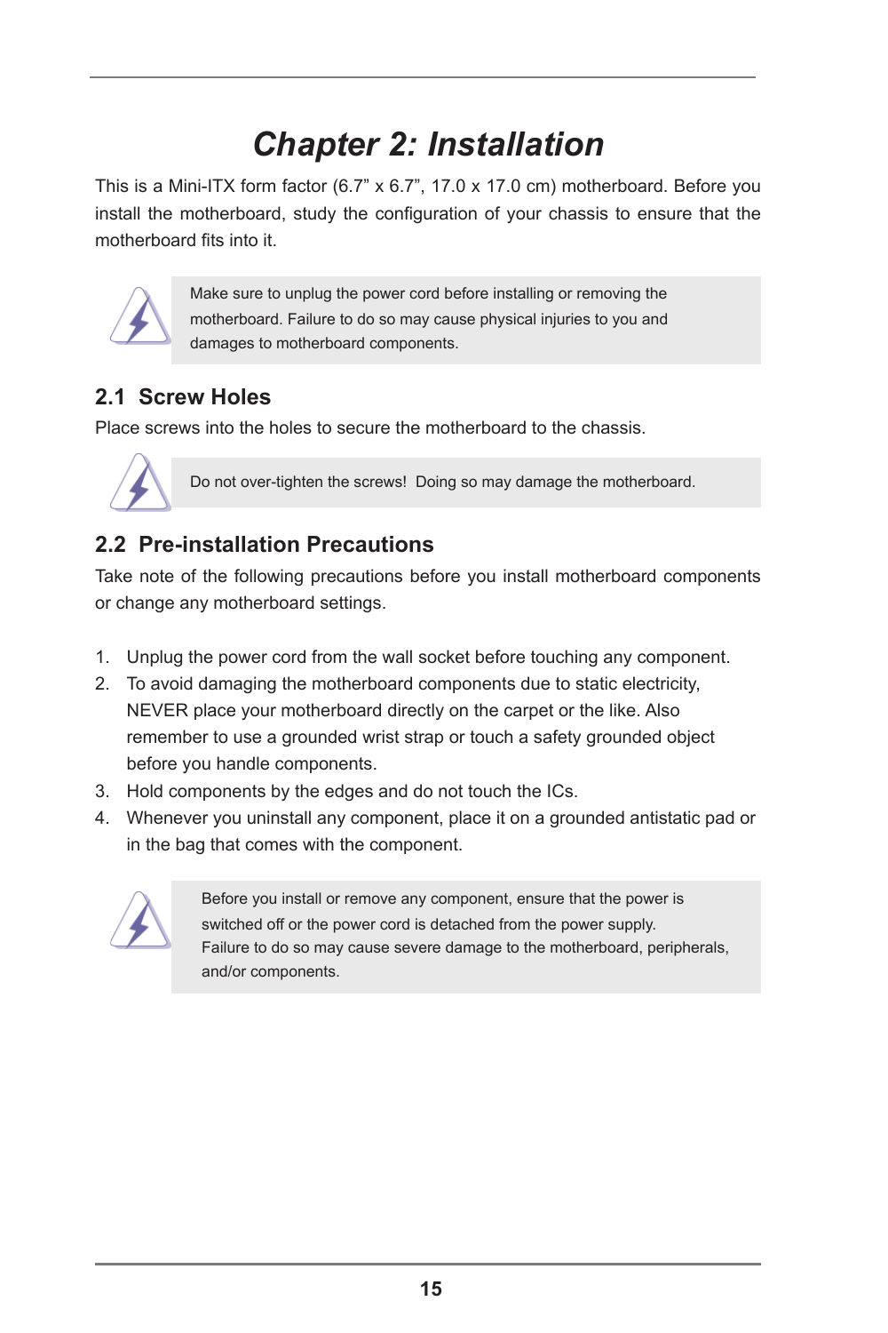# Chapter 2: Installation

This is a Mini-ITX form factor (6.7" x 6.7", 17.0 x 17.0 cm) motherboard. Before you install the motherboard, study the configuration of your chassis to ensure that the motherboard fits into it.

> Make sure to unplug the power cord before installing or removing the motherboard. Failure to do so may cause physical injuries to you and damages to motherboard components.

## 2.1 Screw Holes

Place screws into the holes to secure the motherboard to the chassis.

> Do not over-tighten the screws! Doing so may damage the motherboard.

## 2.2 Pre-installation Precautions

Take note of the following precautions before you install motherboard components or change any motherboard settings.

1. Unplug the power cord from the wall socket before touching any component.
2. To avoid damaging the motherboard components due to static electricity, NEVER place your motherboard directly on the carpet or the like. Also remember to use a grounded wrist strap or touch a safety grounded object before you handle components.
3. Hold components by the edges and do not touch the ICs.
4. Whenever you uninstall any component, place it on a grounded antistatic pad or in the bag that comes with the component.

> Before you install or remove any component, ensure that the power is switched off or the power cord is detached from the power supply. Failure to do so may cause severe damage to the motherboard, peripherals, and/or components.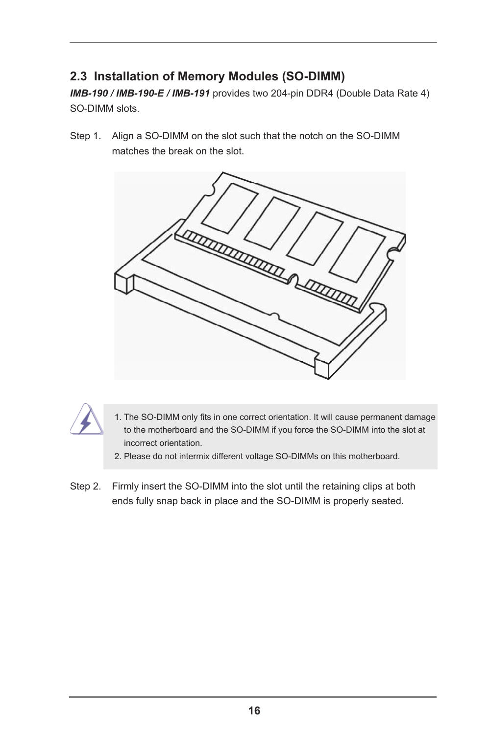## 2.3 Installation of Memory Modules (SO-DIMM)

***IMB-190 / IMB-190-E / IMB-191*** provides two 204-pin DDR4 (Double Data Rate 4) SO-DIMM slots.

Step 1. Align a SO-DIMM on the slot such that the notch on the SO-DIMM matches the break on the slot.

1. The SO-DIMM only fits in one correct orientation. It will cause permanent damage to the motherboard and the SO-DIMM if you force the SO-DIMM into the slot at incorrect orientation.
2. Please do not intermix different voltage SO-DIMMs on this motherboard.

Step 2. Firmly insert the SO-DIMM into the slot until the retaining clips at both ends fully snap back in place and the SO-DIMM is properly seated.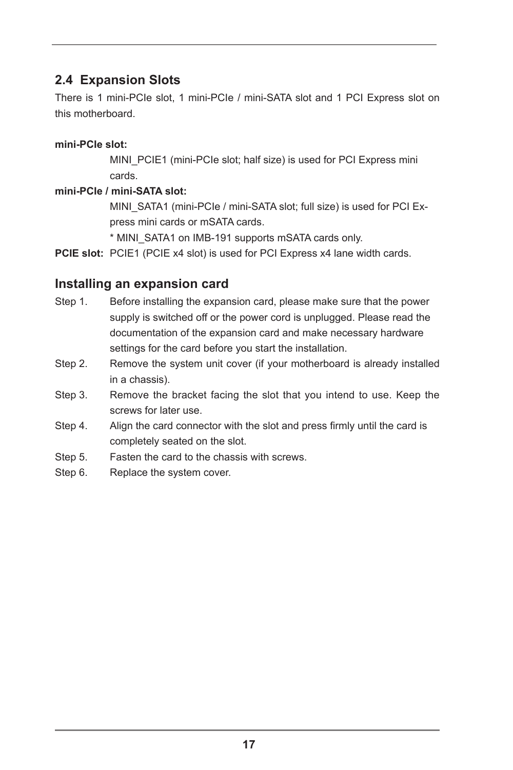## 2.4 Expansion Slots

There is 1 mini-PCIe slot, 1 mini-PCIe / mini-SATA slot and 1 PCI Express slot on this motherboard.

**mini-PCIe slot:**

MINI_PCIE1 (mini-PCIe slot; half size) is used for PCI Express mini cards.

**mini-PCIe / mini-SATA slot:**

MINI_SATA1 (mini-PCIe / mini-SATA slot; full size) is used for PCI Express mini cards or mSATA cards.

* MINI_SATA1 on IMB-191 supports mSATA cards only.

**PCIE slot:** PCIE1 (PCIE x4 slot) is used for PCI Express x4 lane width cards.

### Installing an expansion card

Step 1. Before installing the expansion card, please make sure that the power supply is switched off or the power cord is unplugged. Please read the documentation of the expansion card and make necessary hardware settings for the card before you start the installation.

Step 2. Remove the system unit cover (if your motherboard is already installed in a chassis).

Step 3. Remove the bracket facing the slot that you intend to use. Keep the screws for later use.

Step 4. Align the card connector with the slot and press firmly until the card is completely seated on the slot.

Step 5. Fasten the card to the chassis with screws.

Step 6. Replace the system cover.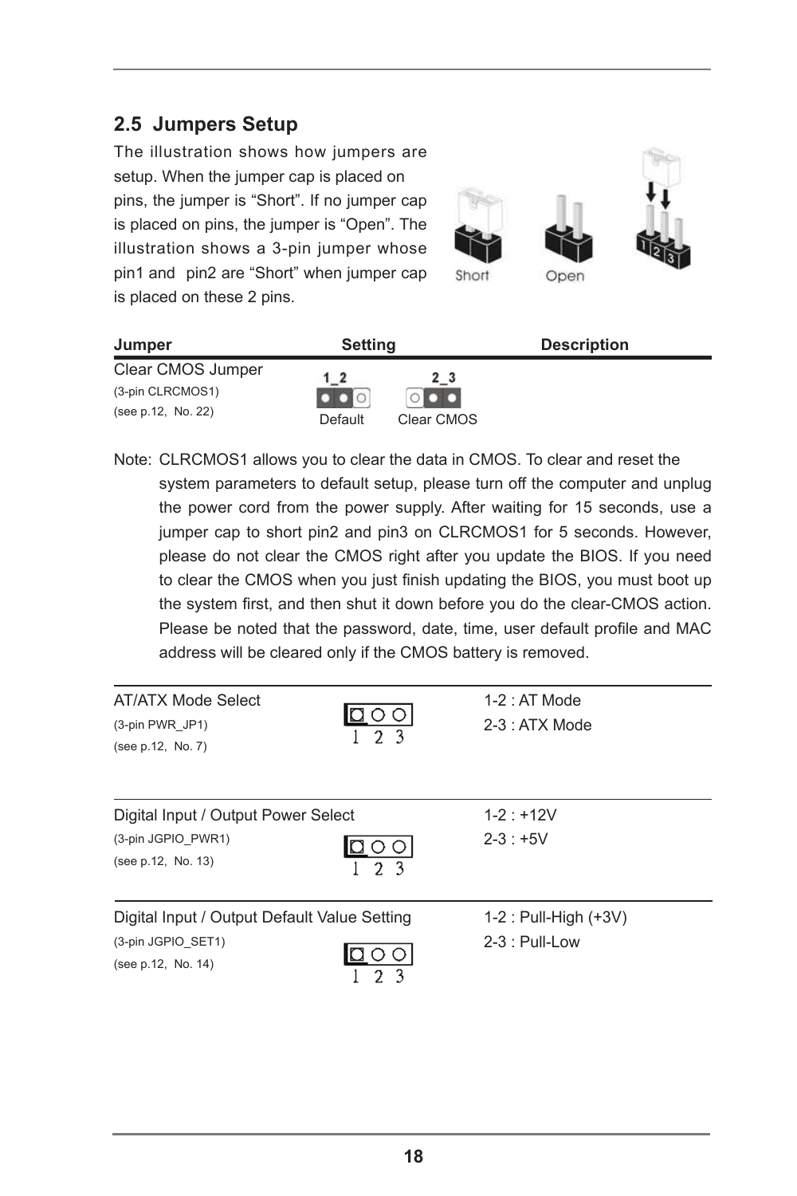## 2.5 Jumpers Setup

The illustration shows how jumpers are setup. When the jumper cap is placed on pins, the jumper is "Short". If no jumper cap is placed on pins, the jumper is "Open". The illustration shows a 3-pin jumper whose pin1 and pin2 are "Short" when jumper cap is placed on these 2 pins.

Short    Open

| Jumper | Setting | Description |
|---|---|---|
| Clear CMOS Jumper (3-pin CLRCMOS1) (see p.12, No. 22) | 1_2 Default / 2_3 Clear CMOS | |

Note: CLRCMOS1 allows you to clear the data in CMOS. To clear and reset the system parameters to default setup, please turn off the computer and unplug the power cord from the power supply. After waiting for 15 seconds, use a jumper cap to short pin2 and pin3 on CLRCMOS1 for 5 seconds. However, please do not clear the CMOS right after you update the BIOS. If you need to clear the CMOS when you just finish updating the BIOS, you must boot up the system first, and then shut it down before you do the clear-CMOS action. Please be noted that the password, date, time, user default profile and MAC address will be cleared only if the CMOS battery is removed.

| Jumper | Setting | Description |
|---|---|---|
| AT/ATX Mode Select (3-pin PWR_JP1) (see p.12, No. 7) | 1 2 3 | 1-2 : AT Mode<br>2-3 : ATX Mode |
| Digital Input / Output Power Select (3-pin JGPIO_PWR1) (see p.12, No. 13) | 1 2 3 | 1-2 : +12V<br>2-3 : +5V |
| Digital Input / Output Default Value Setting (3-pin JGPIO_SET1) (see p.12, No. 14) | 1 2 3 | 1-2 : Pull-High (+3V)<br>2-3 : Pull-Low |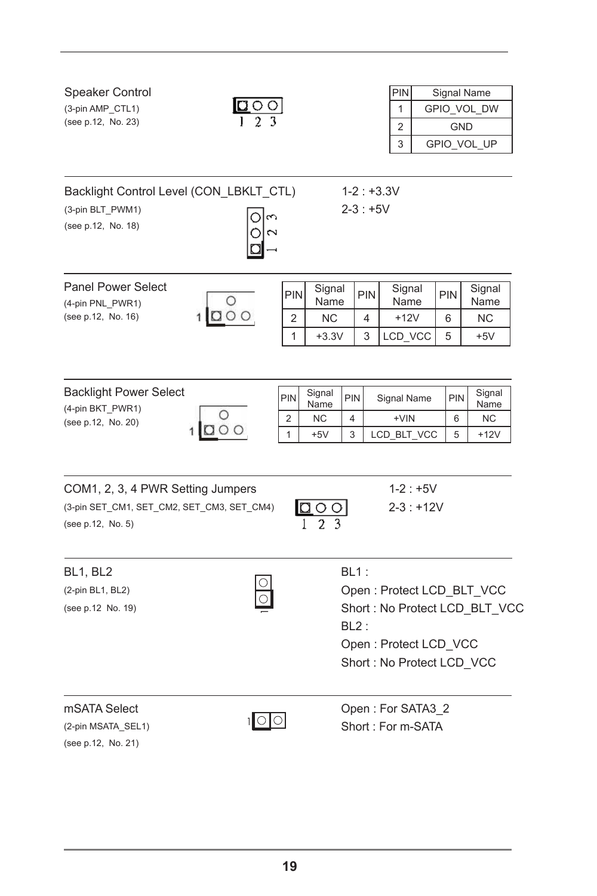**Speaker Control**
(3-pin AMP_CTL1)
(see p.12, No. 23)

| PIN | Signal Name |
|---|---|
| 1 | GPIO_VOL_DW |
| 2 | GND |
| 3 | GPIO_VOL_UP |

---

**Backlight Control Level (CON_LBKLT_CTL)**
(3-pin BLT_PWM1)
(see p.12, No. 18)

1-2 : +3.3V
2-3 : +5V

---

**Panel Power Select**
(4-pin PNL_PWR1)
(see p.12, No. 16)

| PIN | Signal Name | PIN | Signal Name | PIN | Signal Name |
|---|---|---|---|---|---|
| 2 | NC | 4 | +12V | 6 | NC |
| 1 | +3.3V | 3 | LCD_VCC | 5 | +5V |

---

**Backlight Power Select**
(4-pin BKT_PWR1)
(see p.12, No. 20)

| PIN | Signal Name | PIN | Signal Name | PIN | Signal Name |
|---|---|---|---|---|---|
| 2 | NC | 4 | +VIN | 6 | NC |
| 1 | +5V | 3 | LCD_BLT_VCC | 5 | +12V |

---

**COM1, 2, 3, 4 PWR Setting Jumpers**
(3-pin SET_CM1, SET_CM2, SET_CM3, SET_CM4)
(see p.12, No. 5)

1-2 : +5V
2-3 : +12V

---

**BL1, BL2**
(2-pin BL1, BL2)
(see p.12 No. 19)

BL1 :
Open : Protect LCD_BLT_VCC
Short : No Protect LCD_BLT_VCC
BL2 :
Open : Protect LCD_VCC
Short : No Protect LCD_VCC

---

**mSATA Select**
(2-pin MSATA_SEL1)
(see p.12, No. 21)

Open : For SATA3_2
Short : For m-SATA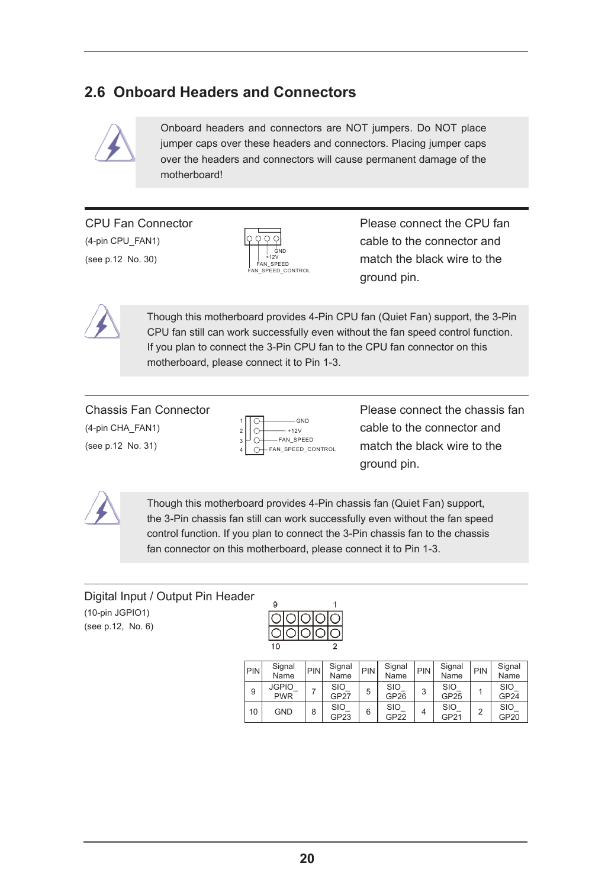## 2.6 Onboard Headers and Connectors

Onboard headers and connectors are NOT jumpers. Do NOT place jumper caps over these headers and connectors. Placing jumper caps over the headers and connectors will cause permanent damage of the motherboard!

CPU Fan Connector
(4-pin CPU_FAN1)
(see p.12 No. 30)

GND
+12V
FAN_SPEED
FAN_SPEED_CONTROL

Please connect the CPU fan cable to the connector and match the black wire to the ground pin.

Though this motherboard provides 4-Pin CPU fan (Quiet Fan) support, the 3-Pin CPU fan still can work successfully even without the fan speed control function. If you plan to connect the 3-Pin CPU fan to the CPU fan connector on this motherboard, please connect it to Pin 1-3.

Chassis Fan Connector
(4-pin CHA_FAN1)
(see p.12 No. 31)

1 GND
2 +12V
3 FAN_SPEED
4 FAN_SPEED_CONTROL

Please connect the chassis fan cable to the connector and match the black wire to the ground pin.

Though this motherboard provides 4-Pin chassis fan (Quiet Fan) support, the 3-Pin chassis fan still can work successfully even without the fan speed control function. If you plan to connect the 3-Pin chassis fan to the chassis fan connector on this motherboard, please connect it to Pin 1-3.

Digital Input / Output Pin Header
(10-pin JGPIO1)
(see p.12, No. 6)

9 1
10 2

| PIN | Signal Name | PIN | Signal Name | PIN | Signal Name | PIN | Signal Name | PIN | Signal Name |
|---|---|---|---|---|---|---|---|---|---|
| 9 | JGPIO_PWR | 7 | SIO_GP27 | 5 | SIO_GP26 | 3 | SIO_GP25 | 1 | SIO_GP24 |
| 10 | GND | 8 | SIO_GP23 | 6 | SIO_GP22 | 4 | SIO_GP21 | 2 | SIO_GP20 |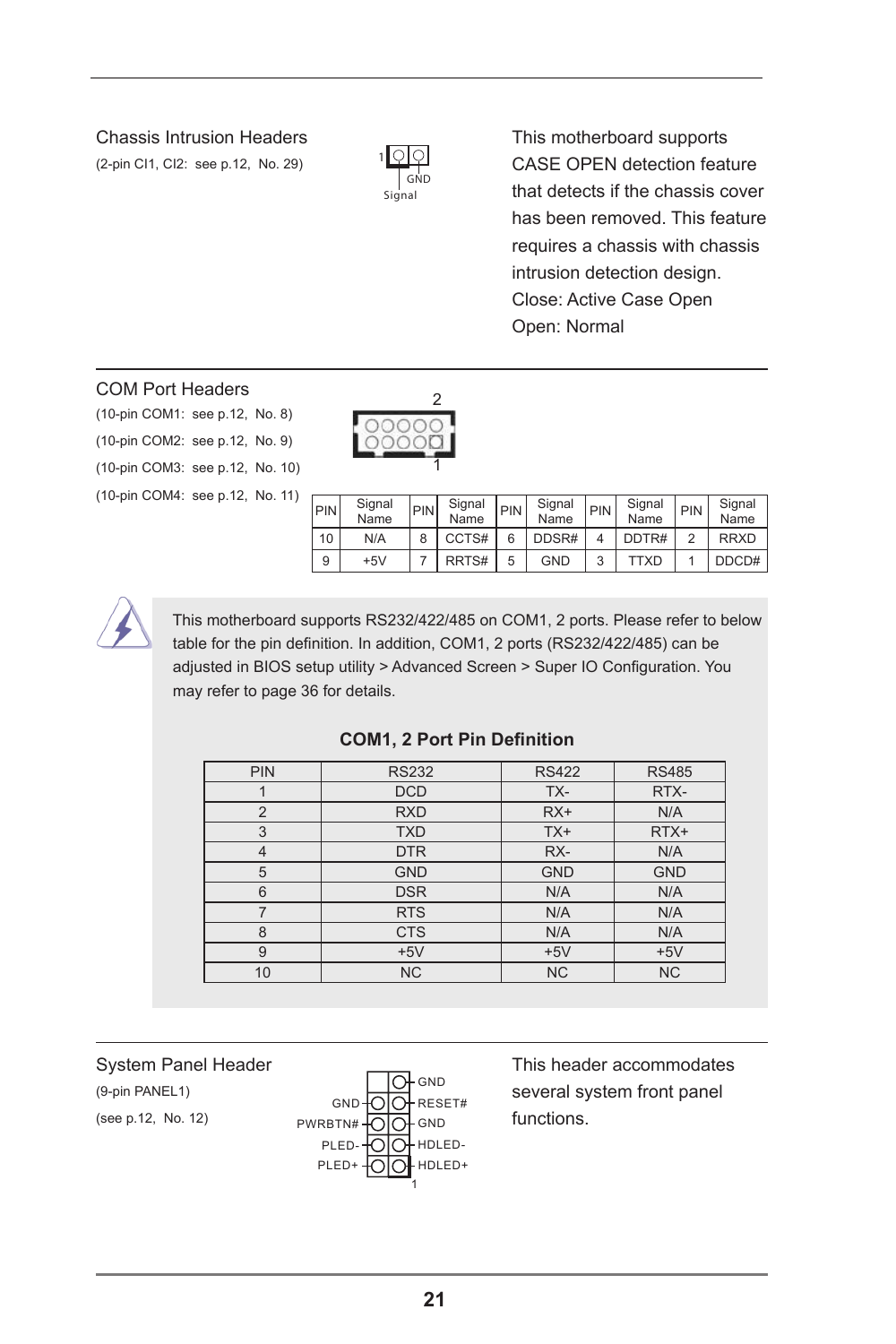### Chassis Intrusion Headers

(2-pin CI1, CI2: see p.12, No. 29)

1 GND Signal

This motherboard supports CASE OPEN detection feature that detects if the chassis cover has been removed. This feature requires a chassis with chassis intrusion detection design.
Close: Active Case Open
Open: Normal

### COM Port Headers

(10-pin COM1: see p.12, No. 8)
(10-pin COM2: see p.12, No. 9)
(10-pin COM3: see p.12, No. 10)
(10-pin COM4: see p.12, No. 11)

| PIN | Signal Name | PIN | Signal Name | PIN | Signal Name | PIN | Signal Name | PIN | Signal Name |
|---|---|---|---|---|---|---|---|---|---|
| 10 | N/A | 8 | CCTS# | 6 | DDSR# | 4 | DDTR# | 2 | RRXD |
| 9 | +5V | 7 | RRTS# | 5 | GND | 3 | TTXD | 1 | DDCD# |

This motherboard supports RS232/422/485 on COM1, 2 ports. Please refer to below table for the pin definition. In addition, COM1, 2 ports (RS232/422/485) can be adjusted in BIOS setup utility > Advanced Screen > Super IO Configuration. You may refer to page 36 for details.

**COM1, 2 Port Pin Definition**

| PIN | RS232 | RS422 | RS485 |
|---|---|---|---|
| 1 | DCD | TX- | RTX- |
| 2 | RXD | RX+ | N/A |
| 3 | TXD | TX+ | RTX+ |
| 4 | DTR | RX- | N/A |
| 5 | GND | GND | GND |
| 6 | DSR | N/A | N/A |
| 7 | RTS | N/A | N/A |
| 8 | CTS | N/A | N/A |
| 9 | +5V | +5V | +5V |
| 10 | NC | NC | NC |

### System Panel Header

(9-pin PANEL1)
(see p.12, No. 12)

GND, RESET#, GND, HDLED-, HDLED+, GND, PWRBTN#, PLED-, PLED+, 1

This header accommodates several system front panel functions.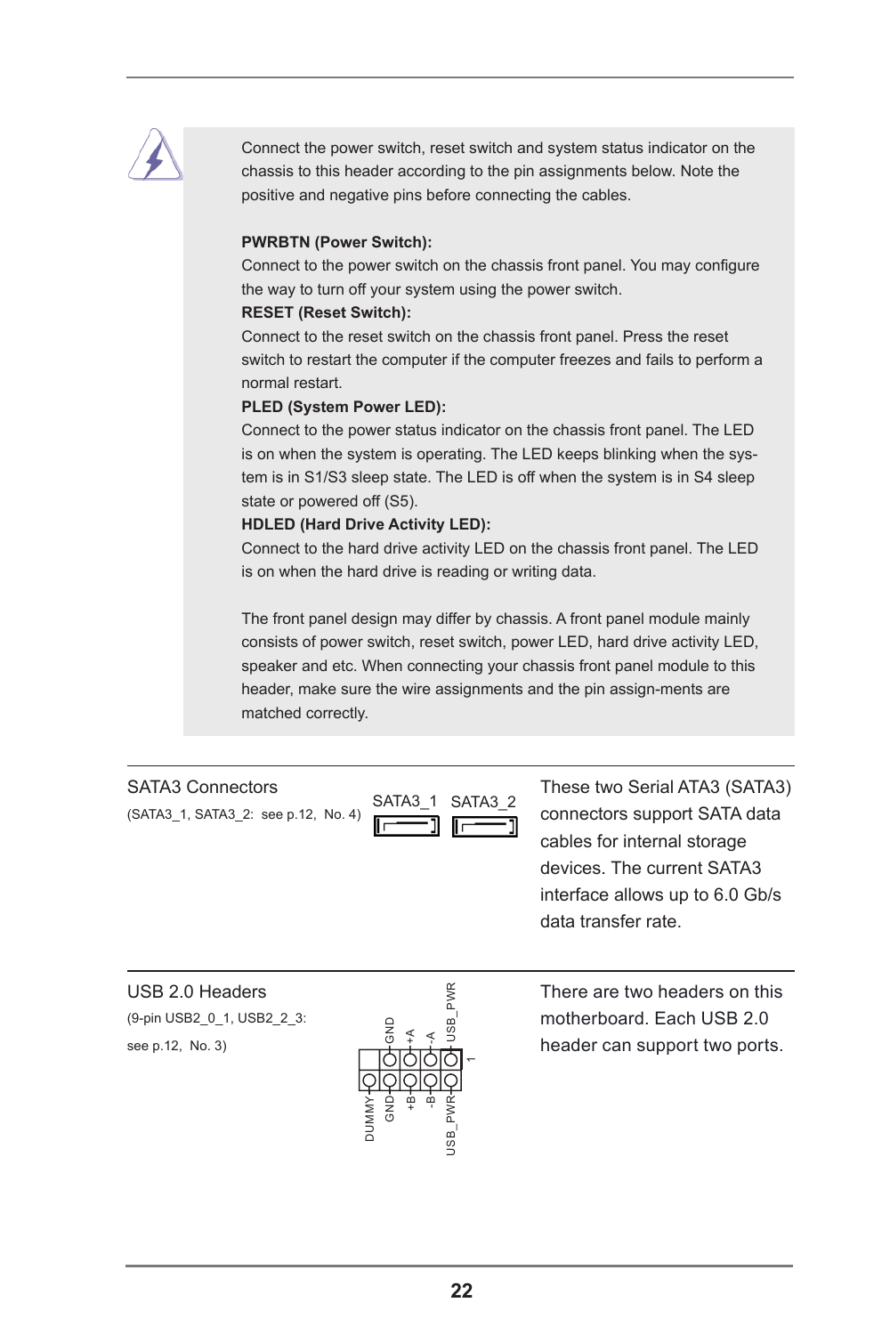Connect the power switch, reset switch and system status indicator on the chassis to this header according to the pin assignments below. Note the positive and negative pins before connecting the cables.

**PWRBTN (Power Switch):**
Connect to the power switch on the chassis front panel. You may configure the way to turn off your system using the power switch.

**RESET (Reset Switch):**
Connect to the reset switch on the chassis front panel. Press the reset switch to restart the computer if the computer freezes and fails to perform a normal restart.

**PLED (System Power LED):**
Connect to the power status indicator on the chassis front panel. The LED is on when the system is operating. The LED keeps blinking when the system is in S1/S3 sleep state. The LED is off when the system is in S4 sleep state or powered off (S5).

**HDLED (Hard Drive Activity LED):**
Connect to the hard drive activity LED on the chassis front panel. The LED is on when the hard drive is reading or writing data.

The front panel design may differ by chassis. A front panel module mainly consists of power switch, reset switch, power LED, hard drive activity LED, speaker and etc. When connecting your chassis front panel module to this header, make sure the wire assignments and the pin assign-ments are matched correctly.

SATA3 Connectors
(SATA3_1, SATA3_2: see p.12, No. 4)

SATA3_1 SATA3_2

These two Serial ATA3 (SATA3) connectors support SATA data cables for internal storage devices. The current SATA3 interface allows up to 6.0 Gb/s data transfer rate.

USB 2.0 Headers
(9-pin USB2_0_1, USB2_2_3: see p.12, No. 3)

GND, +A, -A, USB_PWR, 1
DUMMY, GND, +B, -B, USB_PWR

There are two headers on this motherboard. Each USB 2.0 header can support two ports.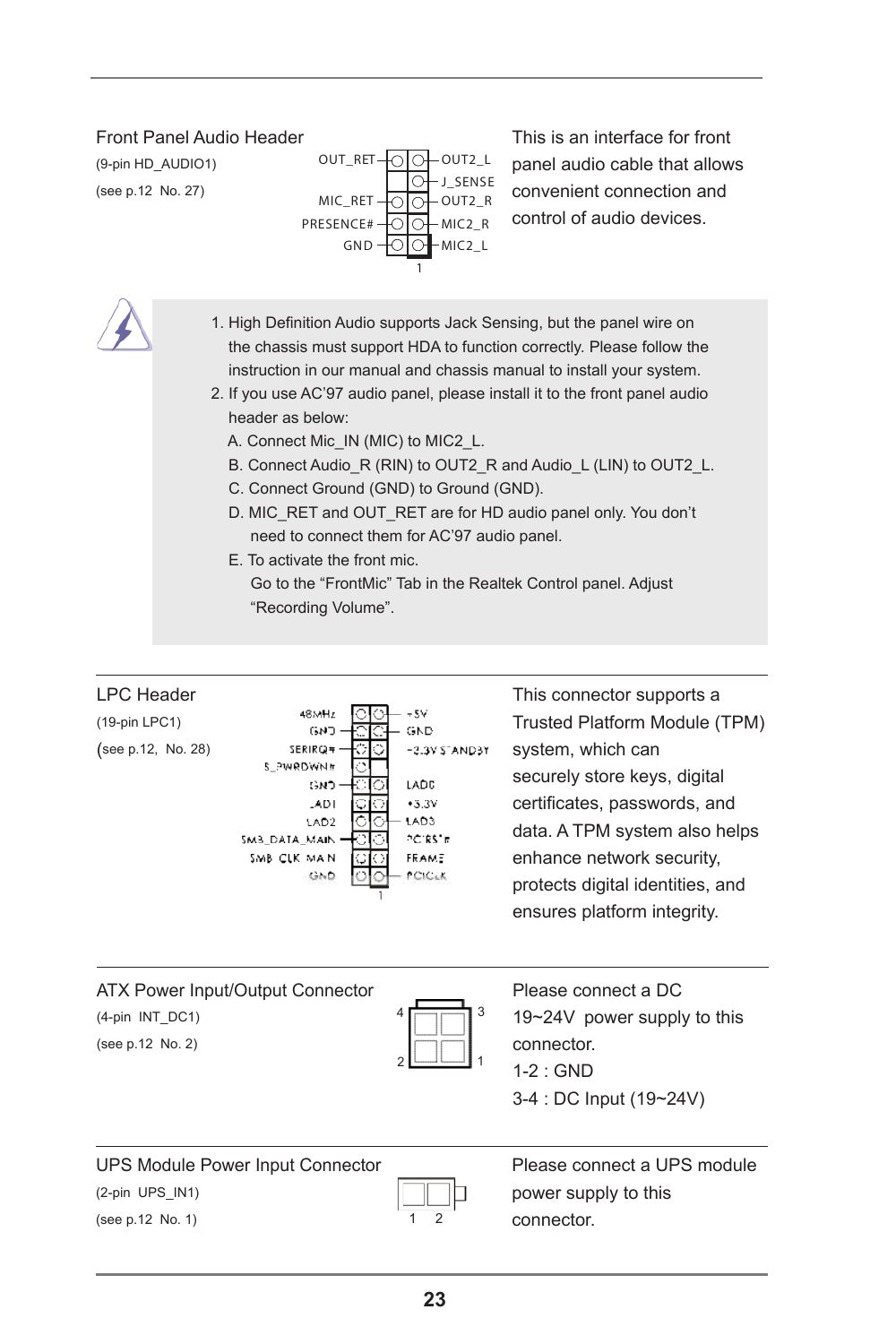Front Panel Audio Header
(9-pin HD_AUDIO1)
(see p.12 No. 27)

OUT_RET — OUT2_L
J_SENSE
MIC_RET — OUT2_R
PRESENCE# — MIC2_R
GND — MIC2_L
1

This is an interface for front panel audio cable that allows convenient connection and control of audio devices.

1. High Definition Audio supports Jack Sensing, but the panel wire on the chassis must support HDA to function correctly. Please follow the instruction in our manual and chassis manual to install your system.
2. If you use AC'97 audio panel, please install it to the front panel audio header as below:
   A. Connect Mic_IN (MIC) to MIC2_L.
   B. Connect Audio_R (RIN) to OUT2_R and Audio_L (LIN) to OUT2_L.
   C. Connect Ground (GND) to Ground (GND).
   D. MIC_RET and OUT_RET are for HD audio panel only. You don't need to connect them for AC'97 audio panel.
   E. To activate the front mic.
      Go to the "FrontMic" Tab in the Realtek Control panel. Adjust "Recording Volume".

---

LPC Header
(19-pin LPC1)
(see p.12, No. 28)

48MHz — +5V
GND — GND
SERIRQ# — +3.3V STANDBY
S_PWRDWN#
GND — LAD0
LAD1 — +3.3V
LAD2 — LAD3
SMB_DATA_MAIN — PCIRST#
SMB_CLK_MAIN — FRAME
GND — PCICLK
1

This connector supports a Trusted Platform Module (TPM) system, which can securely store keys, digital certificates, passwords, and data. A TPM system also helps enhance network security, protects digital identities, and ensures platform integrity.

---

ATX Power Input/Output Connector
(4-pin INT_DC1)
(see p.12 No. 2)

4 3
2 1

Please connect a DC 19~24V power supply to this connector.
1-2 : GND
3-4 : DC Input (19~24V)

---

UPS Module Power Input Connector
(2-pin UPS_IN1)
(see p.12 No. 1)

1 2

Please connect a UPS module power supply to this connector.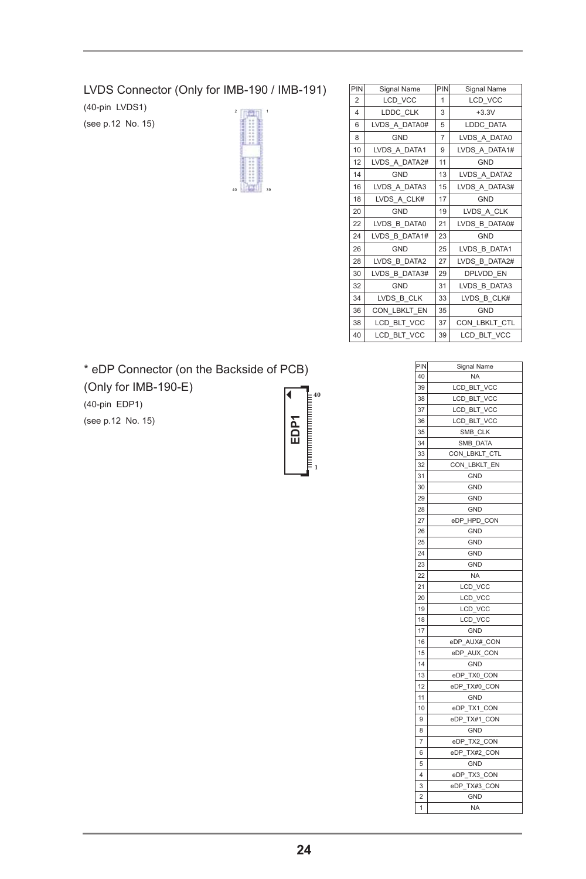## LVDS Connector (Only for IMB-190 / IMB-191)

(40-pin LVDS1)

(see p.12 No. 15)

| PIN | Signal Name | PIN | Signal Name |
|---|---|---|---|
| 2 | LCD_VCC | 1 | LCD_VCC |
| 4 | LDDC_CLK | 3 | +3.3V |
| 6 | LVDS_A_DATA0# | 5 | LDDC_DATA |
| 8 | GND | 7 | LVDS_A_DATA0 |
| 10 | LVDS_A_DATA1 | 9 | LVDS_A_DATA1# |
| 12 | LVDS_A_DATA2# | 11 | GND |
| 14 | GND | 13 | LVDS_A_DATA2 |
| 16 | LVDS_A_DATA3 | 15 | LVDS_A_DATA3# |
| 18 | LVDS_A_CLK# | 17 | GND |
| 20 | GND | 19 | LVDS_A_CLK |
| 22 | LVDS_B_DATA0 | 21 | LVDS_B_DATA0# |
| 24 | LVDS_B_DATA1# | 23 | GND |
| 26 | GND | 25 | LVDS_B_DATA1 |
| 28 | LVDS_B_DATA2 | 27 | LVDS_B_DATA2# |
| 30 | LVDS_B_DATA3# | 29 | DPLVDD_EN |
| 32 | GND | 31 | LVDS_B_DATA3 |
| 34 | LVDS_B_CLK | 33 | LVDS_B_CLK# |
| 36 | CON_LBKLT_EN | 35 | GND |
| 38 | LCD_BLT_VCC | 37 | CON_LBKLT_CTL |
| 40 | LCD_BLT_VCC | 39 | LCD_BLT_VCC |

## * eDP Connector (on the Backside of PCB) (Only for IMB-190-E)

(40-pin EDP1)

(see p.12 No. 15)

| PIN | Signal Name |
|---|---|
| 40 | NA |
| 39 | LCD_BLT_VCC |
| 38 | LCD_BLT_VCC |
| 37 | LCD_BLT_VCC |
| 36 | LCD_BLT_VCC |
| 35 | SMB_CLK |
| 34 | SMB_DATA |
| 33 | CON_LBKLT_CTL |
| 32 | CON_LBKLT_EN |
| 31 | GND |
| 30 | GND |
| 29 | GND |
| 28 | GND |
| 27 | eDP_HPD_CON |
| 26 | GND |
| 25 | GND |
| 24 | GND |
| 23 | GND |
| 22 | NA |
| 21 | LCD_VCC |
| 20 | LCD_VCC |
| 19 | LCD_VCC |
| 18 | LCD_VCC |
| 17 | GND |
| 16 | eDP_AUX#_CON |
| 15 | eDP_AUX_CON |
| 14 | GND |
| 13 | eDP_TX0_CON |
| 12 | eDP_TX#0_CON |
| 11 | GND |
| 10 | eDP_TX1_CON |
| 9 | eDP_TX#1_CON |
| 8 | GND |
| 7 | eDP_TX2_CON |
| 6 | eDP_TX#2_CON |
| 5 | GND |
| 4 | eDP_TX3_CON |
| 3 | eDP_TX#3_CON |
| 2 | GND |
| 1 | NA |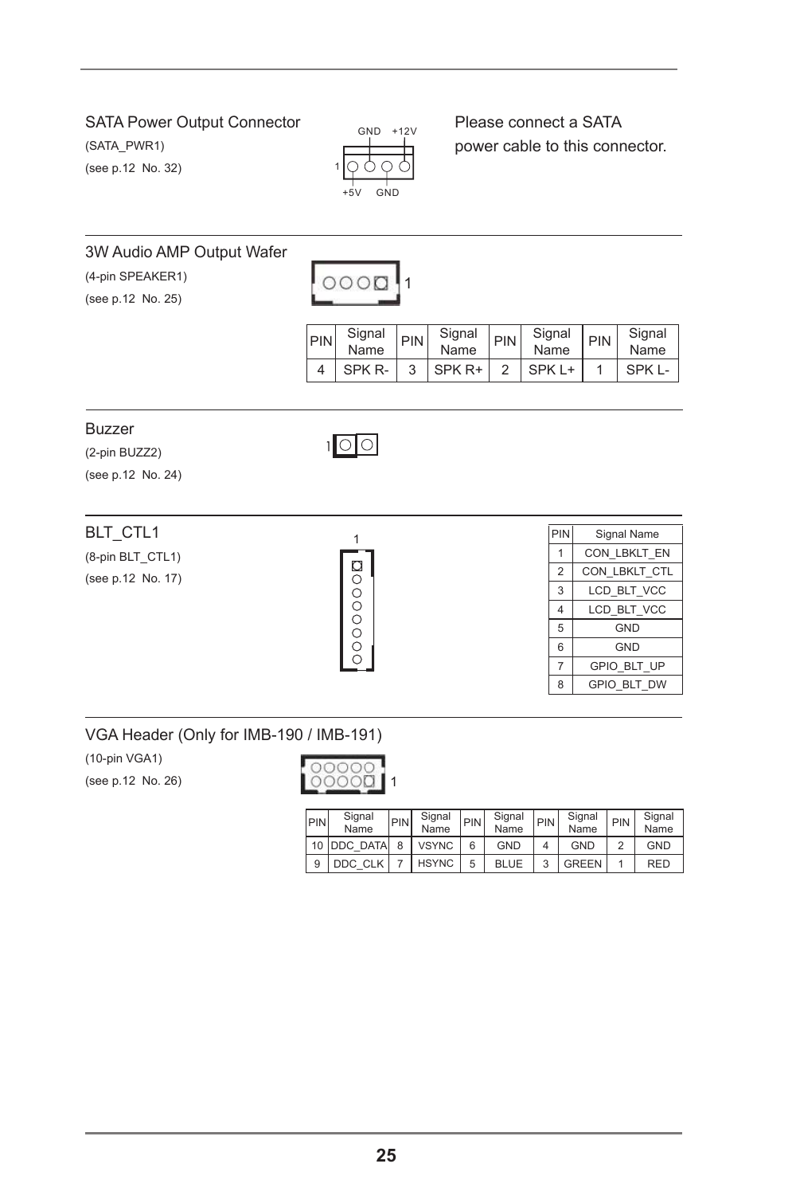## SATA Power Output Connector

(SATA_PWR1)

(see p.12 No. 32)

GND +12V

1

+5V GND

Please connect a SATA power cable to this connector.

## 3W Audio AMP Output Wafer

(4-pin SPEAKER1)

(see p.12 No. 25)

1

| PIN | Signal Name | PIN | Signal Name | PIN | Signal Name | PIN | Signal Name |
|---|---|---|---|---|---|---|---|
| 4 | SPK R- | 3 | SPK R+ | 2 | SPK L+ | 1 | SPK L- |

## Buzzer

(2-pin BUZZ2)

(see p.12 No. 24)

1

## BLT_CTL1

(8-pin BLT_CTL1)

(see p.12 No. 17)

1

| PIN | Signal Name |
|---|---|
| 1 | CON_LBKLT_EN |
| 2 | CON_LBKLT_CTL |
| 3 | LCD_BLT_VCC |
| 4 | LCD_BLT_VCC |
| 5 | GND |
| 6 | GND |
| 7 | GPIO_BLT_UP |
| 8 | GPIO_BLT_DW |

## VGA Header (Only for IMB-190 / IMB-191)

(10-pin VGA1)

(see p.12 No. 26)

1

| PIN | Signal Name | PIN | Signal Name | PIN | Signal Name | PIN | Signal Name | PIN | Signal Name |
|---|---|---|---|---|---|---|---|---|---|
| 10 | DDC_DATA | 8 | VSYNC | 6 | GND | 4 | GND | 2 | GND |
| 9 | DDC_CLK | 7 | HSYNC | 5 | BLUE | 3 | GREEN | 1 | RED |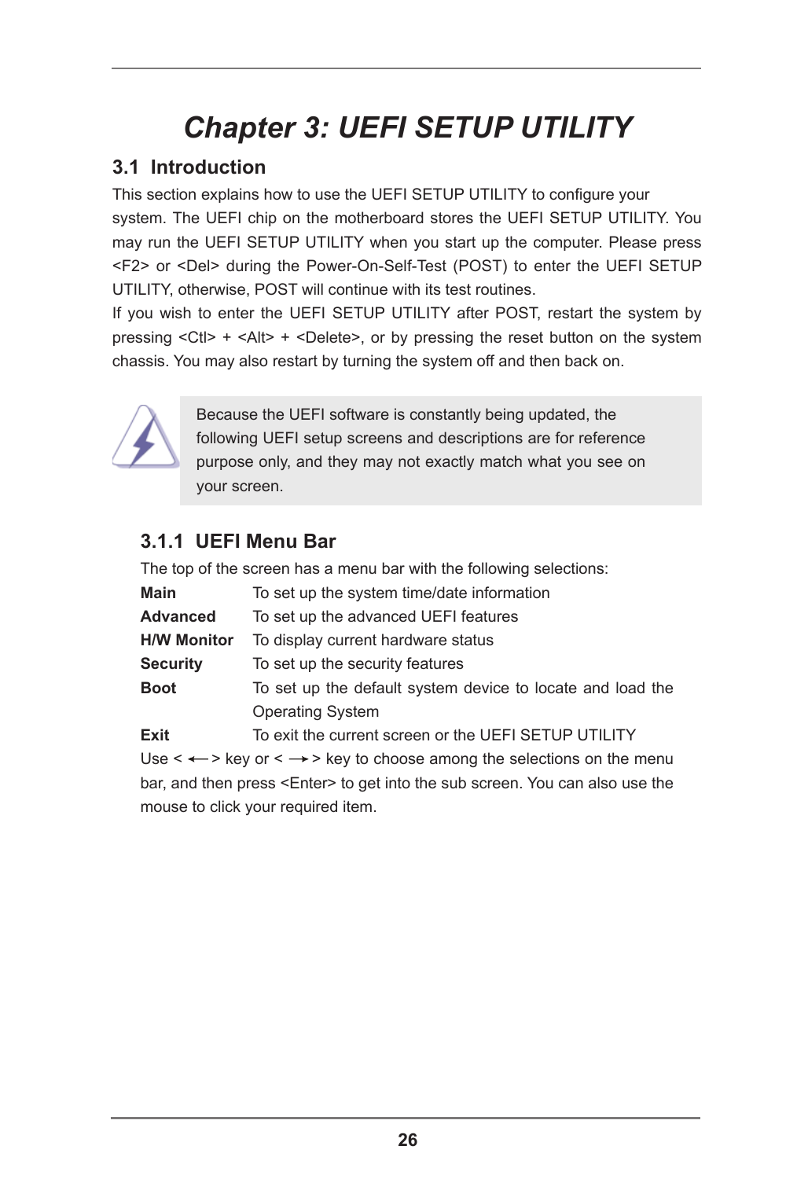# Chapter 3: UEFI SETUP UTILITY

## 3.1 Introduction

This section explains how to use the UEFI SETUP UTILITY to configure your system. The UEFI chip on the motherboard stores the UEFI SETUP UTILITY. You may run the UEFI SETUP UTILITY when you start up the computer. Please press <F2> or <Del> during the Power-On-Self-Test (POST) to enter the UEFI SETUP UTILITY, otherwise, POST will continue with its test routines.

If you wish to enter the UEFI SETUP UTILITY after POST, restart the system by pressing <Ctl> + <Alt> + <Delete>, or by pressing the reset button on the system chassis. You may also restart by turning the system off and then back on.

> Because the UEFI software is constantly being updated, the following UEFI setup screens and descriptions are for reference purpose only, and they may not exactly match what you see on your screen.

### 3.1.1 UEFI Menu Bar

The top of the screen has a menu bar with the following selections:

| | |
|---|---|
| **Main** | To set up the system time/date information |
| **Advanced** | To set up the advanced UEFI features |
| **H/W Monitor** | To display current hardware status |
| **Security** | To set up the security features |
| **Boot** | To set up the default system device to locate and load the Operating System |
| **Exit** | To exit the current screen or the UEFI SETUP UTILITY |

Use < ← > key or < → > key to choose among the selections on the menu bar, and then press <Enter> to get into the sub screen. You can also use the mouse to click your required item.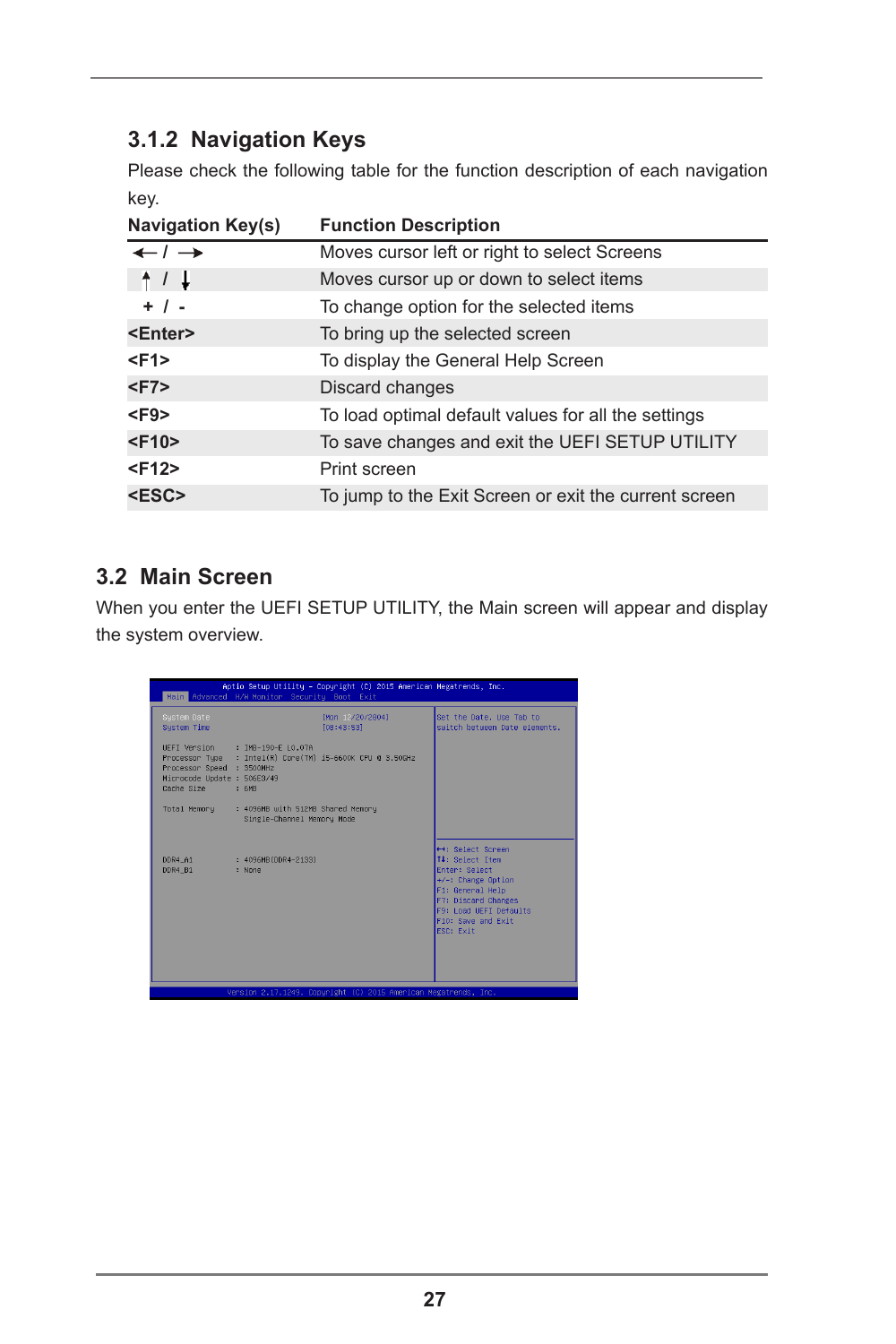### 3.1.2 Navigation Keys

Please check the following table for the function description of each navigation key.

| Navigation Key(s) | Function Description |
| --- | --- |
| ← / → | Moves cursor left or right to select Screens |
| ↑ / ↓ | Moves cursor up or down to select items |
| + / - | To change option for the selected items |
| <Enter> | To bring up the selected screen |
| <F1> | To display the General Help Screen |
| <F7> | Discard changes |
| <F9> | To load optimal default values for all the settings |
| <F10> | To save changes and exit the UEFI SETUP UTILITY |
| <F12> | Print screen |
| <ESC> | To jump to the Exit Screen or exit the current screen |

## 3.2 Main Screen

When you enter the UEFI SETUP UTILITY, the Main screen will appear and display the system overview.

```
Aptio Setup Utility - Copyright (C) 2015 American Megatrends, Inc.
Main  Advanced  H/W Monitor  Security  Boot  Exit

System Date              [Mon 12/20/2004]         Set the Date. Use Tab to
System Time              [08:43:53]               switch between Date elements.

UEFI Version      : IMB-190-E L0.07A
Processor Type    : Intel(R) Core(TM) i5-6600K CPU @ 3.50GHz
Processor Speed   : 3500MHz
Microcode Update  : 506E3/49
Cache Size        : 6MB

Total Memory      : 4096MB with 512MB Shared Memory
                    Single-Channel Memory Mode

                                                  ↔: Select Screen
DDR4_A1           : 4096MB(DDR4-2133)             ↑↓: Select Item
DDR4_B1           : None                          Enter: Select
                                                  +/-: Change Option
                                                  F1: General Help
                                                  F7: Discard Changes
                                                  F9: Load UEFI Defaults
                                                  F10: Save and Exit
                                                  ESC: Exit

Version 2.17.1249. Copyright (C) 2015 American Megatrends, Inc.
```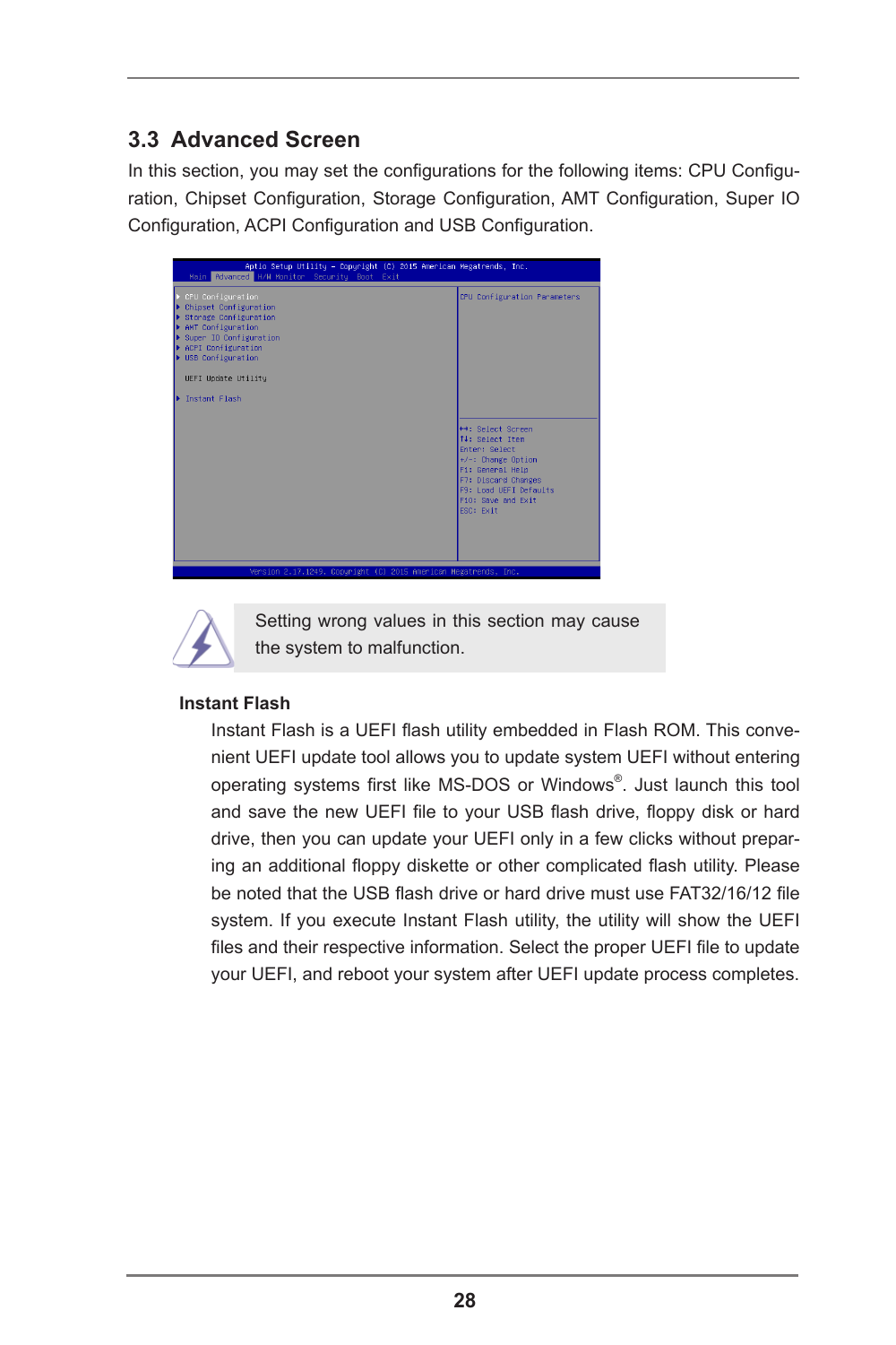## 3.3 Advanced Screen

In this section, you may set the configurations for the following items: CPU Configuration, Chipset Configuration, Storage Configuration, AMT Configuration, Super IO Configuration, ACPI Configuration and USB Configuration.

```
Aptio Setup Utility - Copyright (C) 2015 American Megatrends, Inc.
  Main  Advanced  H/W Monitor  Security  Boot  Exit

▶ CPU Configuration                          CPU Configuration Parameters
▶ Chipset Configuration
▶ Storage Configuration
▶ AMT Configuration
▶ Super IO Configuration
▶ ACPI Configuration
▶ USB Configuration

  UEFI Update Utility

▶ Instant Flash
                                             ↔: Select Screen
                                             ↑↓: Select Item
                                             Enter: Select
                                             +/-: Change Option
                                             F1: General Help
                                             F7: Discard Changes
                                             F9: Load UEFI Defaults
                                             F10: Save and Exit
                                             ESC: Exit

Version 2.17.1249. Copyright (C) 2015 American Megatrends, Inc.
```

Setting wrong values in this section may cause the system to malfunction.

**Instant Flash**

Instant Flash is a UEFI flash utility embedded in Flash ROM. This convenient UEFI update tool allows you to update system UEFI without entering operating systems first like MS-DOS or Windows®. Just launch this tool and save the new UEFI file to your USB flash drive, floppy disk or hard drive, then you can update your UEFI only in a few clicks without preparing an additional floppy diskette or other complicated flash utility. Please be noted that the USB flash drive or hard drive must use FAT32/16/12 file system. If you execute Instant Flash utility, the utility will show the UEFI files and their respective information. Select the proper UEFI file to update your UEFI, and reboot your system after UEFI update process completes.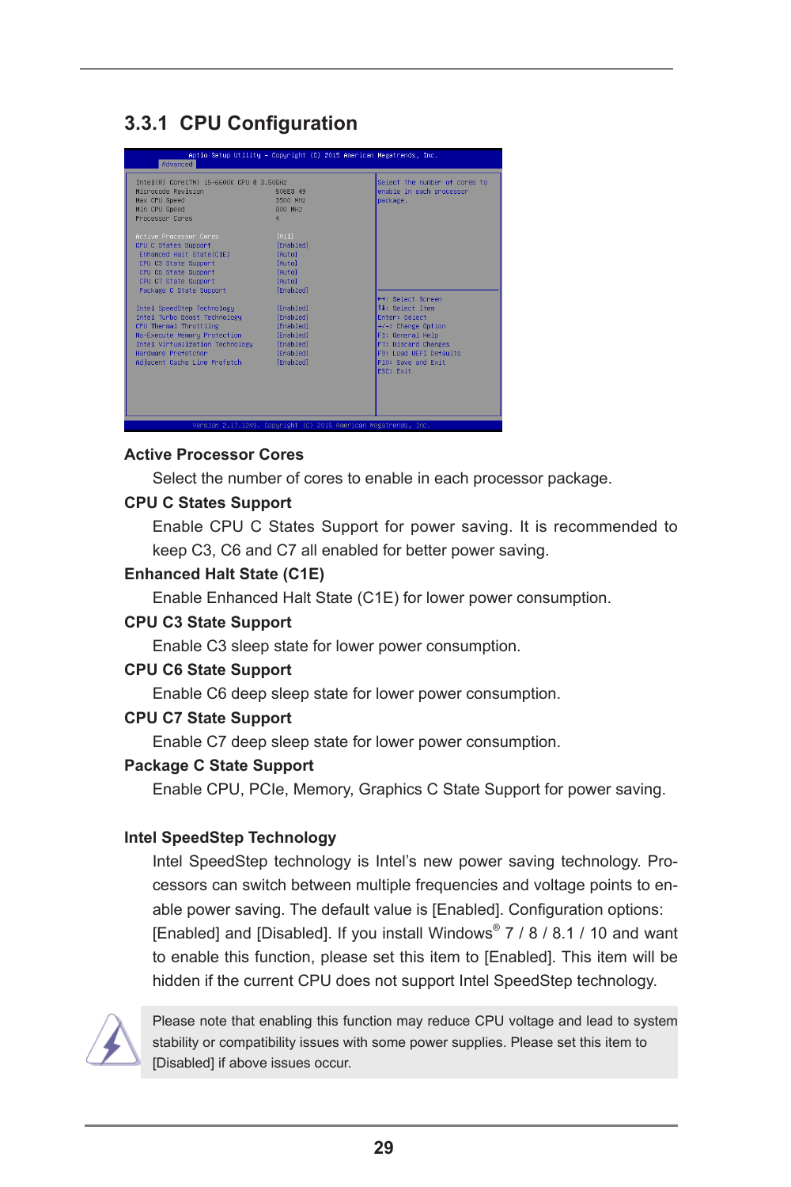## 3.3.1 CPU Configuration

**Active Processor Cores**

Select the number of cores to enable in each processor package.

**CPU C States Support**

Enable CPU C States Support for power saving. It is recommended to keep C3, C6 and C7 all enabled for better power saving.

**Enhanced Halt State (C1E)**

Enable Enhanced Halt State (C1E) for lower power consumption.

**CPU C3 State Support**

Enable C3 sleep state for lower power consumption.

**CPU C6 State Support**

Enable C6 deep sleep state for lower power consumption.

**CPU C7 State Support**

Enable C7 deep sleep state for lower power consumption.

**Package C State Support**

Enable CPU, PCIe, Memory, Graphics C State Support for power saving.

**Intel SpeedStep Technology**

Intel SpeedStep technology is Intel's new power saving technology. Processors can switch between multiple frequencies and voltage points to enable power saving. The default value is [Enabled]. Configuration options: [Enabled] and [Disabled]. If you install Windows® 7 / 8 / 8.1 / 10 and want to enable this function, please set this item to [Enabled]. This item will be hidden if the current CPU does not support Intel SpeedStep technology.

Please note that enabling this function may reduce CPU voltage and lead to system stability or compatibility issues with some power supplies. Please set this item to [Disabled] if above issues occur.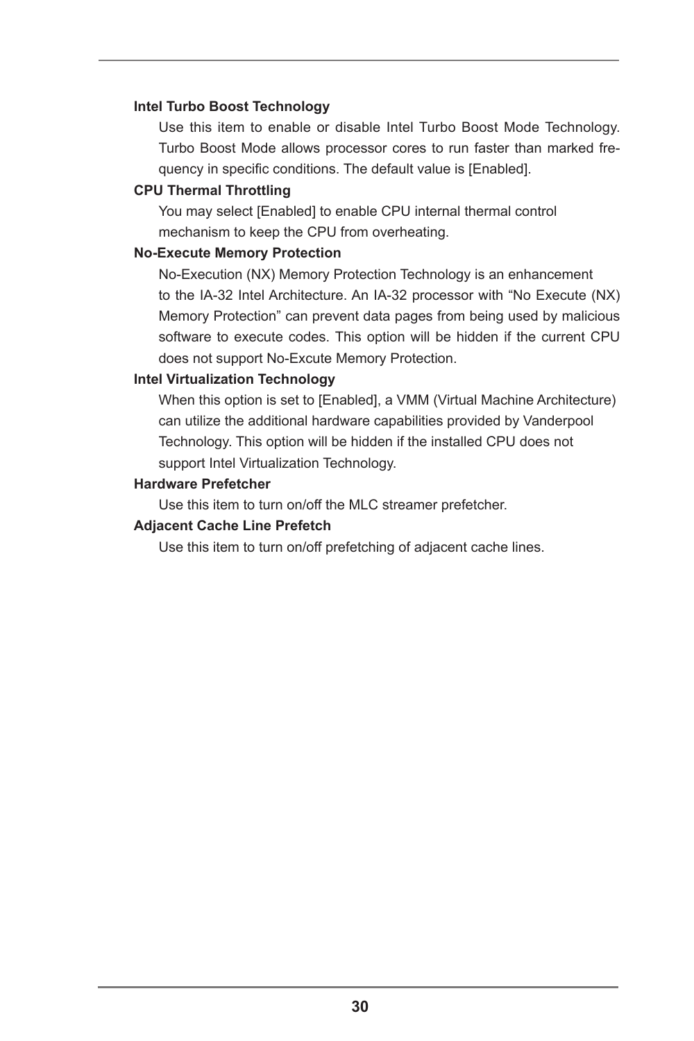**Intel Turbo Boost Technology**

Use this item to enable or disable Intel Turbo Boost Mode Technology. Turbo Boost Mode allows processor cores to run faster than marked frequency in specific conditions. The default value is [Enabled].

**CPU Thermal Throttling**

You may select [Enabled] to enable CPU internal thermal control mechanism to keep the CPU from overheating.

**No-Execute Memory Protection**

No-Execution (NX) Memory Protection Technology is an enhancement to the IA-32 Intel Architecture. An IA-32 processor with “No Execute (NX) Memory Protection” can prevent data pages from being used by malicious software to execute codes. This option will be hidden if the current CPU does not support No-Excute Memory Protection.

**Intel Virtualization Technology**

When this option is set to [Enabled], a VMM (Virtual Machine Architecture) can utilize the additional hardware capabilities provided by Vanderpool Technology. This option will be hidden if the installed CPU does not support Intel Virtualization Technology.

**Hardware Prefetcher**

Use this item to turn on/off the MLC streamer prefetcher.

**Adjacent Cache Line Prefetch**

Use this item to turn on/off prefetching of adjacent cache lines.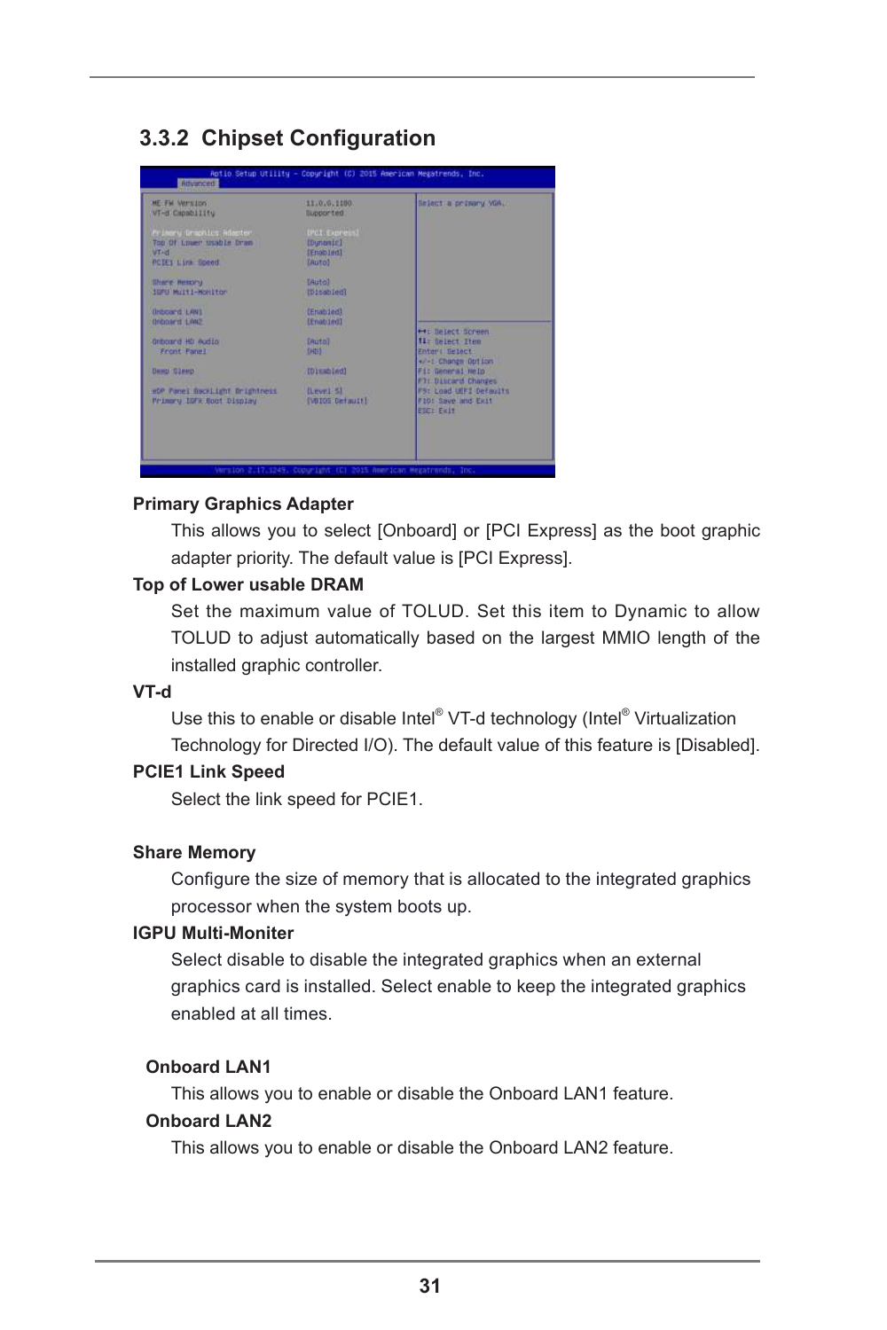### 3.3.2 Chipset Configuration

**Primary Graphics Adapter**

This allows you to select [Onboard] or [PCI Express] as the boot graphic adapter priority. The default value is [PCI Express].

**Top of Lower usable DRAM**

Set the maximum value of TOLUD. Set this item to Dynamic to allow TOLUD to adjust automatically based on the largest MMIO length of the installed graphic controller.

**VT-d**

Use this to enable or disable Intel® VT-d technology (Intel® Virtualization Technology for Directed I/O). The default value of this feature is [Disabled].

**PCIE1 Link Speed**

Select the link speed for PCIE1.

**Share Memory**

Configure the size of memory that is allocated to the integrated graphics processor when the system boots up.

**IGPU Multi-Moniter**

Select disable to disable the integrated graphics when an external graphics card is installed. Select enable to keep the integrated graphics enabled at all times.

**Onboard LAN1**

This allows you to enable or disable the Onboard LAN1 feature.

**Onboard LAN2**

This allows you to enable or disable the Onboard LAN2 feature.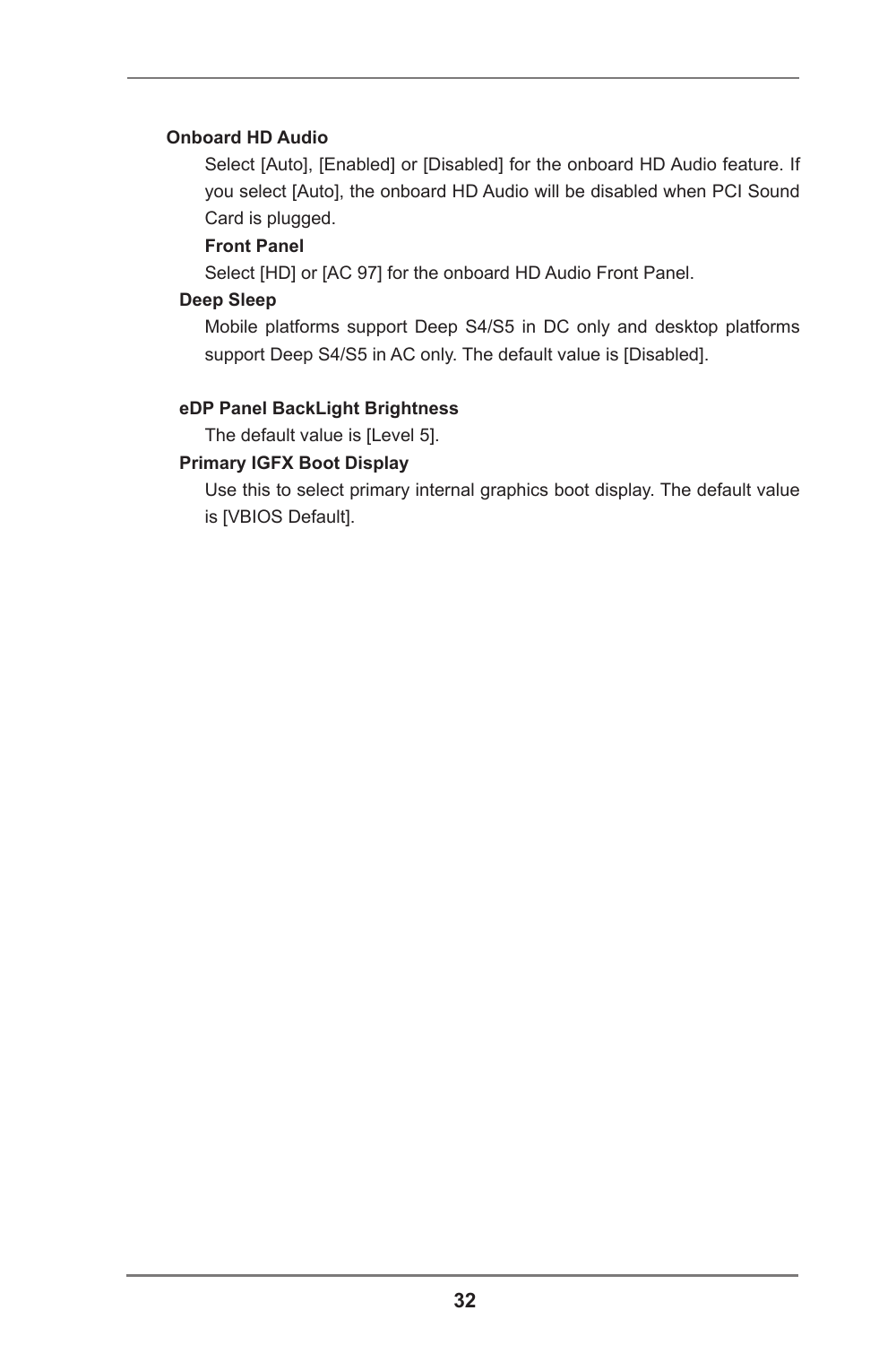**Onboard HD Audio**

Select [Auto], [Enabled] or [Disabled] for the onboard HD Audio feature. If you select [Auto], the onboard HD Audio will be disabled when PCI Sound Card is plugged.

**Front Panel**

Select [HD] or [AC 97] for the onboard HD Audio Front Panel.

**Deep Sleep**

Mobile platforms support Deep S4/S5 in DC only and desktop platforms support Deep S4/S5 in AC only. The default value is [Disabled].

**eDP Panel BackLight Brightness**

The default value is [Level 5].

**Primary IGFX Boot Display**

Use this to select primary internal graphics boot display. The default value is [VBIOS Default].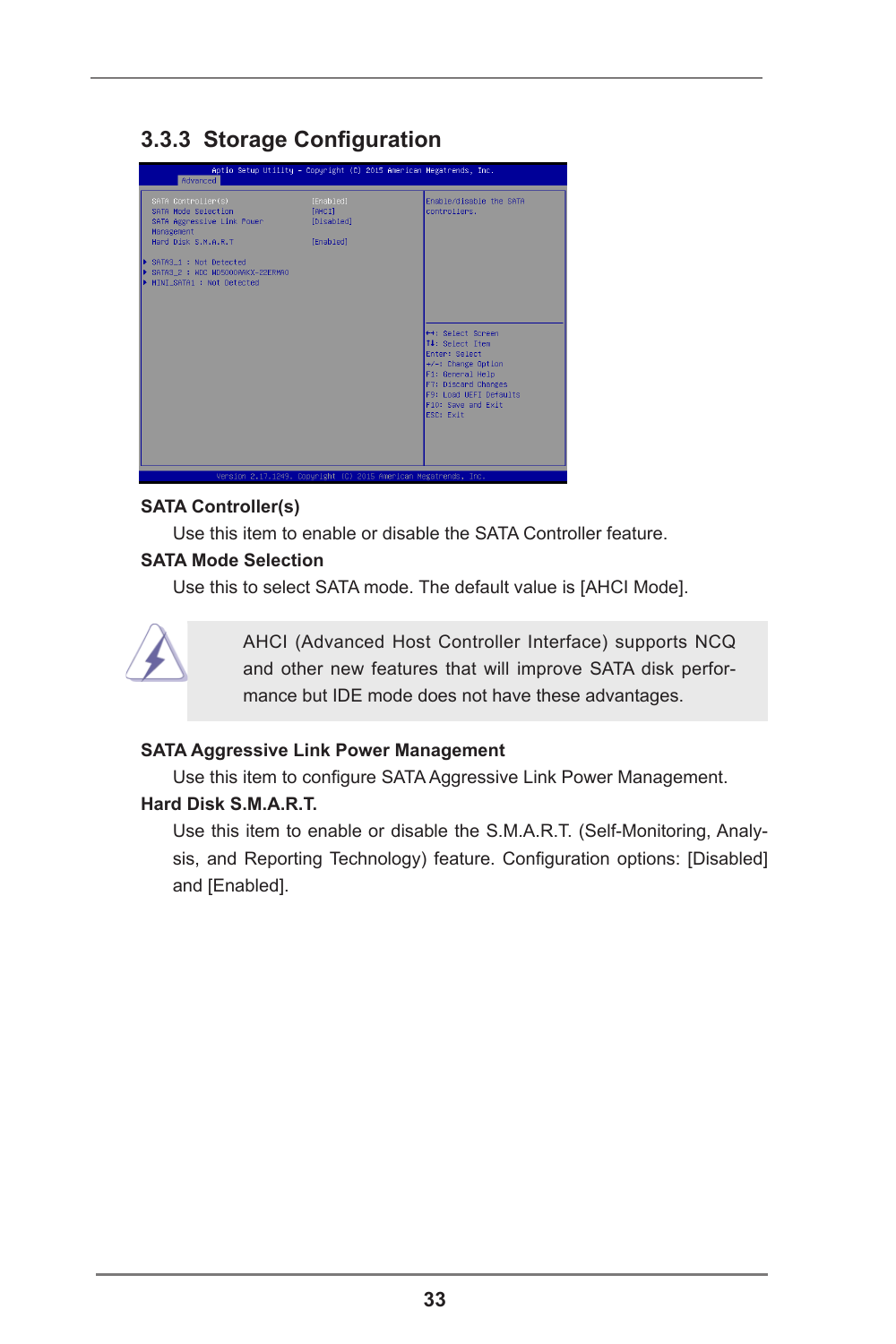## 3.3.3 Storage Configuration

```
Aptio Setup Utility - Copyright (C) 2015 American Megatrends, Inc.
Advanced

SATA Controller(s)                  [Enabled]      Enable/disable the SATA
SATA Mode Selection                 [AHCI]         controllers.
SATA Aggressive Link Power          [Disabled]
Management
Hard Disk S.M.A.R.T                 [Enabled]

▶ SATA3_1 : Not Detected
▶ SATA3_2 : WDC WD5000AAKX-22ERMA0
▶ MINI_SATA1 : Not Detected
                                                   ↔: Select Screen
                                                   ↑↓: Select Item
                                                   Enter: Select
                                                   +/-: Change Option
                                                   F1: General Help
                                                   F7: Discard Changes
                                                   F9: Load UEFI Defaults
                                                   F10: Save and Exit
                                                   ESC: Exit

Version 2.17.1249. Copyright (C) 2015 American Megatrends, Inc.
```

**SATA Controller(s)**

Use this item to enable or disable the SATA Controller feature.

**SATA Mode Selection**

Use this to select SATA mode. The default value is [AHCI Mode].

> AHCI (Advanced Host Controller Interface) supports NCQ and other new features that will improve SATA disk performance but IDE mode does not have these advantages.

**SATA Aggressive Link Power Management**

Use this item to configure SATA Aggressive Link Power Management.

**Hard Disk S.M.A.R.T.**

Use this item to enable or disable the S.M.A.R.T. (Self-Monitoring, Analysis, and Reporting Technology) feature. Configuration options: [Disabled] and [Enabled].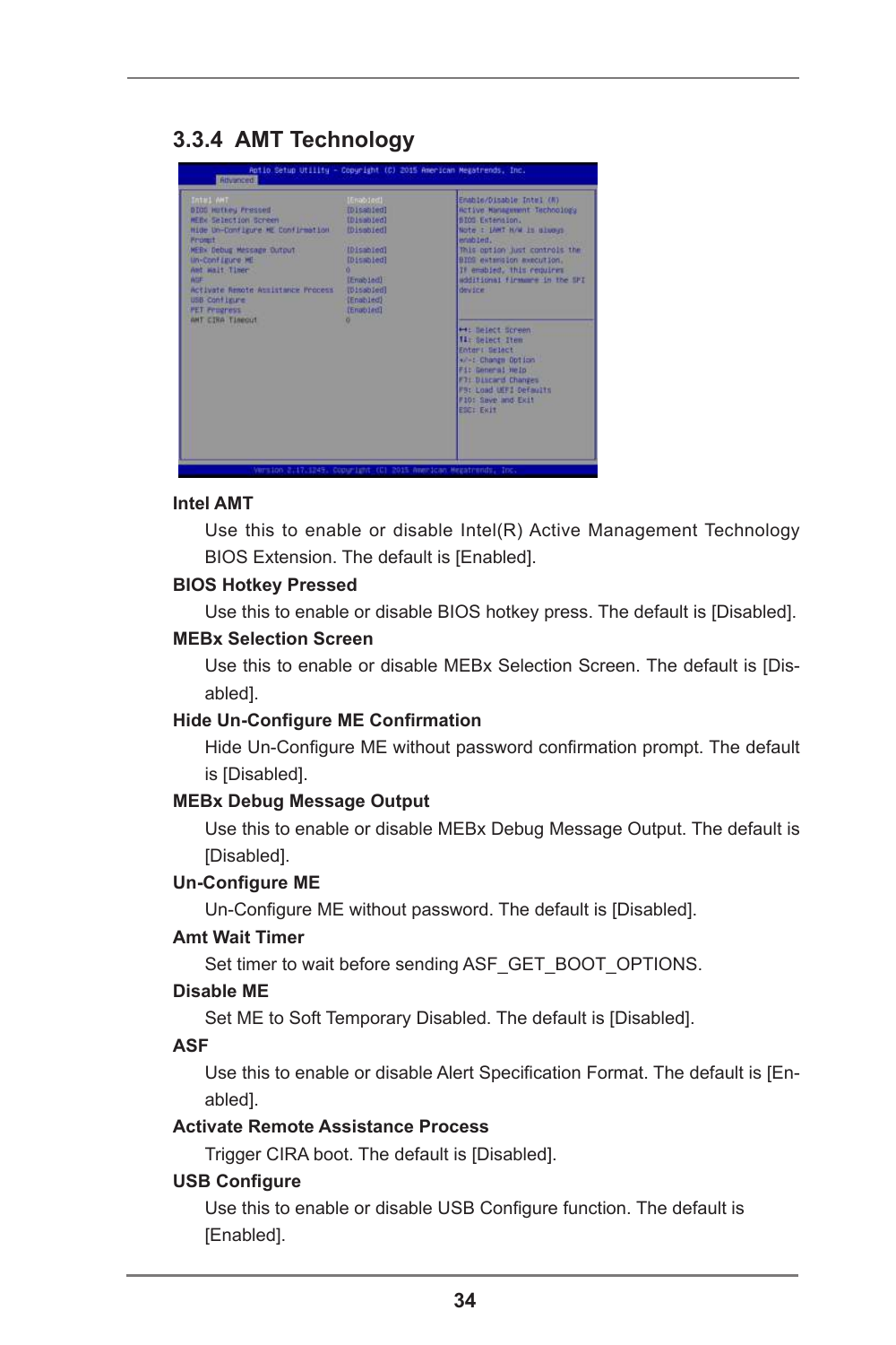### 3.3.4 AMT Technology

**Intel AMT**

Use this to enable or disable Intel(R) Active Management Technology BIOS Extension. The default is [Enabled].

**BIOS Hotkey Pressed**

Use this to enable or disable BIOS hotkey press. The default is [Disabled].

**MEBx Selection Screen**

Use this to enable or disable MEBx Selection Screen. The default is [Disabled].

**Hide Un-Configure ME Confirmation**

Hide Un-Configure ME without password confirmation prompt. The default is [Disabled].

**MEBx Debug Message Output**

Use this to enable or disable MEBx Debug Message Output. The default is [Disabled].

**Un-Configure ME**

Un-Configure ME without password. The default is [Disabled].

**Amt Wait Timer**

Set timer to wait before sending ASF_GET_BOOT_OPTIONS.

**Disable ME**

Set ME to Soft Temporary Disabled. The default is [Disabled].

**ASF**

Use this to enable or disable Alert Specification Format. The default is [Enabled].

**Activate Remote Assistance Process**

Trigger CIRA boot. The default is [Disabled].

**USB Configure**

Use this to enable or disable USB Configure function. The default is [Enabled].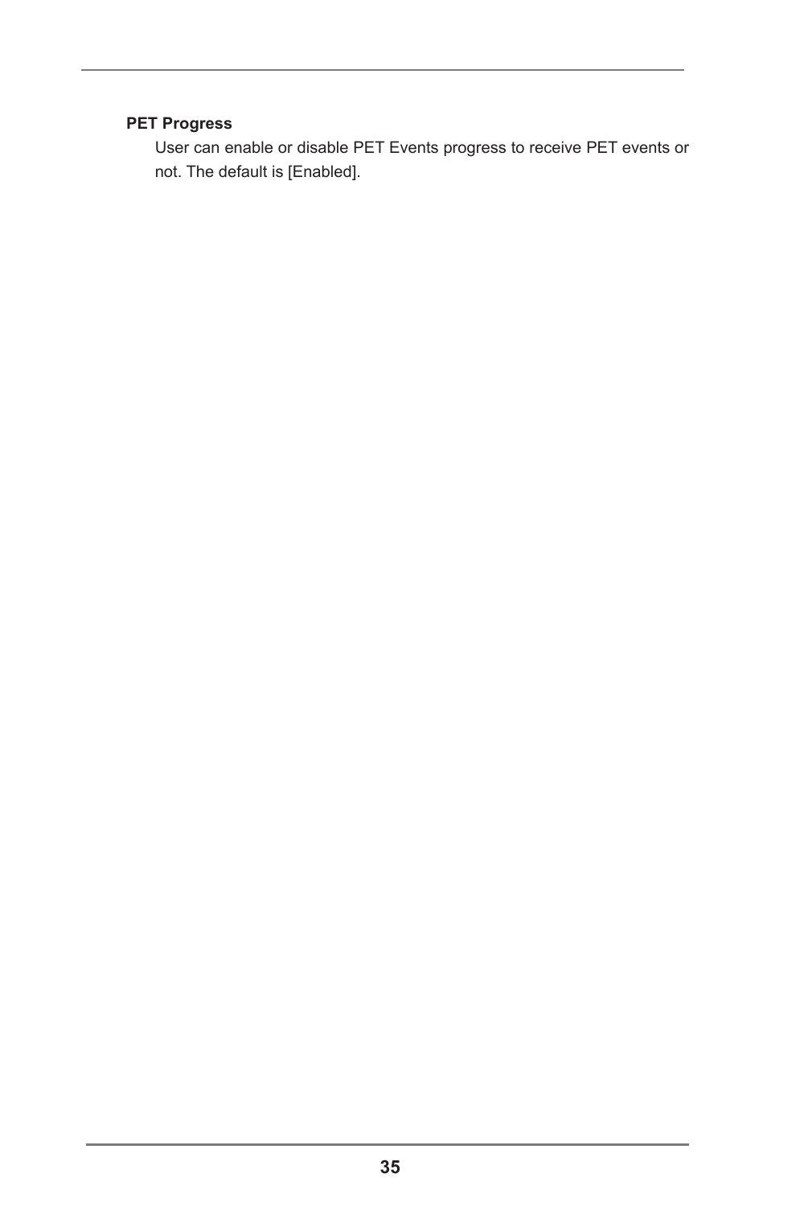**PET Progress**

User can enable or disable PET Events progress to receive PET events or not. The default is [Enabled].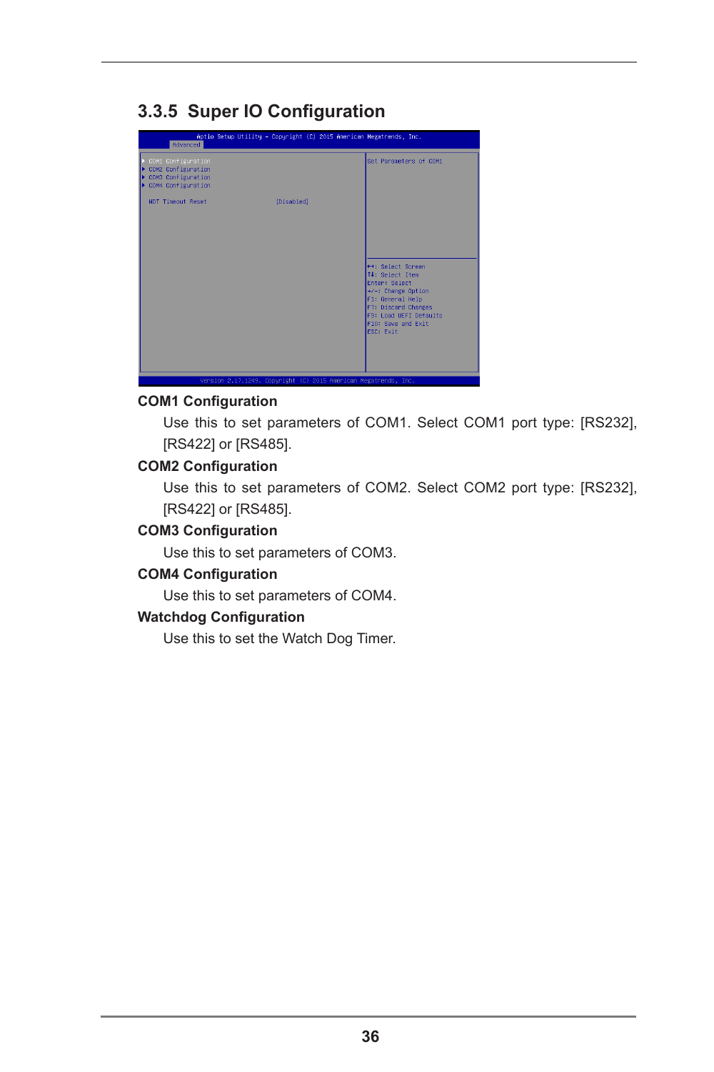## 3.3.5 Super IO Configuration

```
Aptio Setup Utility - Copyright (C) 2015 American Megatrends, Inc.
Advanced

▶ COM1 Configuration                          Set Parameters of COM1
▶ COM2 Configuration
▶ COM3 Configuration
▶ COM4 Configuration

  WDT Timeout Reset          [Disabled]

                                              ←→: Select Screen
                                              ↑↓: Select Item
                                              Enter: Select
                                              +/-: Change Option
                                              F1: General Help
                                              F7: Discard Changes
                                              F9: Load UEFI Defaults
                                              F10: Save and Exit
                                              ESC: Exit

Version 2.17.1249. Copyright (C) 2015 American Megatrends, Inc.
```

**COM1 Configuration**

Use this to set parameters of COM1. Select COM1 port type: [RS232], [RS422] or [RS485].

**COM2 Configuration**

Use this to set parameters of COM2. Select COM2 port type: [RS232], [RS422] or [RS485].

**COM3 Configuration**

Use this to set parameters of COM3.

**COM4 Configuration**

Use this to set parameters of COM4.

**Watchdog Configuration**

Use this to set the Watch Dog Timer.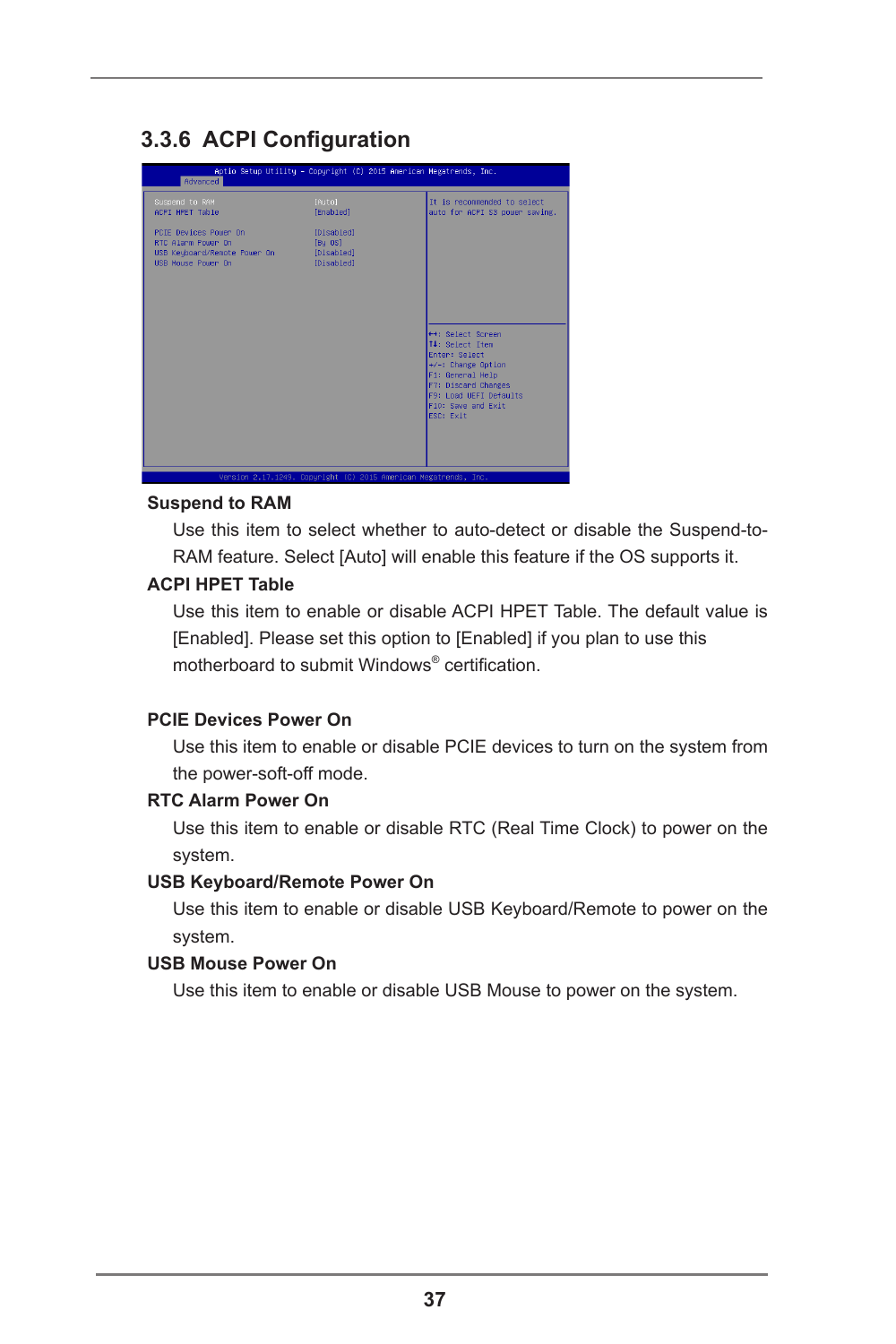## 3.3.6 ACPI Configuration

**Suspend to RAM**

Use this item to select whether to auto-detect or disable the Suspend-to-RAM feature. Select [Auto] will enable this feature if the OS supports it.

**ACPI HPET Table**

Use this item to enable or disable ACPI HPET Table. The default value is [Enabled]. Please set this option to [Enabled] if you plan to use this motherboard to submit Windows® certification.

**PCIE Devices Power On**

Use this item to enable or disable PCIE devices to turn on the system from the power-soft-off mode.

**RTC Alarm Power On**

Use this item to enable or disable RTC (Real Time Clock) to power on the system.

**USB Keyboard/Remote Power On**

Use this item to enable or disable USB Keyboard/Remote to power on the system.

**USB Mouse Power On**

Use this item to enable or disable USB Mouse to power on the system.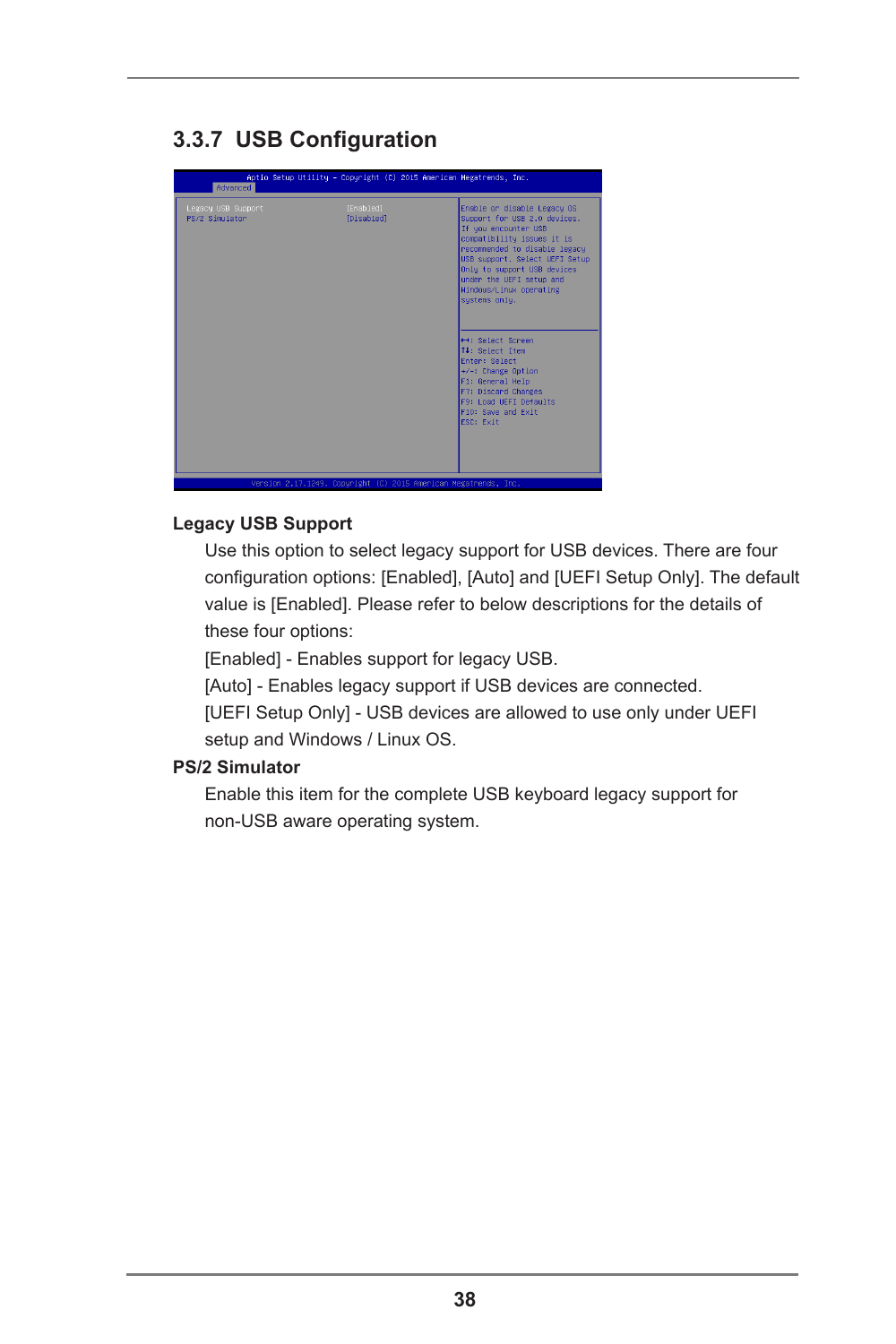## 3.3.7 USB Configuration

Aptio Setup Utility - Copyright (C) 2015 American Megatrends, Inc.
Advanced

| | | |
|---|---|---|
| Legacy USB Support | [Enabled] | Enable or disable Legacy OS Support for USB 2.0 devices. If you encounter USB compatibility issues it is recommended to disable legacy USB support. Select UEFI Setup Only to support USB devices under the UEFI setup and Windows/Linux operating systems only. |
| PS/2 Simulator | [Disabled] | |

←→: Select Screen
↑↓: Select Item
Enter: Select
+/-: Change Option
F1: General Help
F7: Discard Changes
F9: Load UEFI Defaults
F10: Save and Exit
ESC: Exit

Version 2.17.1249. Copyright (C) 2015 American Megatrends, Inc.

**Legacy USB Support**

Use this option to select legacy support for USB devices. There are four configuration options: [Enabled], [Auto] and [UEFI Setup Only]. The default value is [Enabled]. Please refer to below descriptions for the details of these four options:

[Enabled] - Enables support for legacy USB.

[Auto] - Enables legacy support if USB devices are connected.

[UEFI Setup Only] - USB devices are allowed to use only under UEFI setup and Windows / Linux OS.

**PS/2 Simulator**

Enable this item for the complete USB keyboard legacy support for non-USB aware operating system.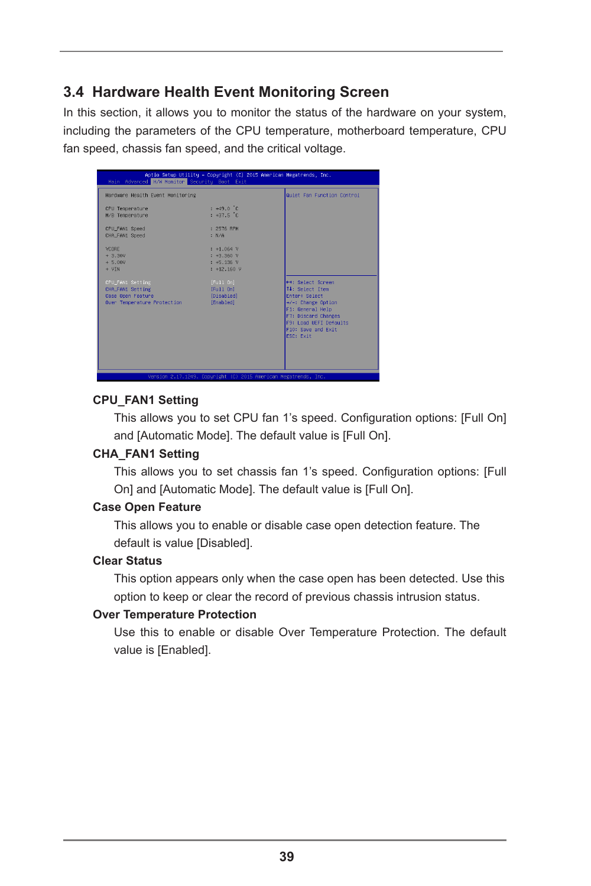## 3.4 Hardware Health Event Monitoring Screen

In this section, it allows you to monitor the status of the hardware on your system, including the parameters of the CPU temperature, motherboard temperature, CPU fan speed, chassis fan speed, and the critical voltage.

```
Aptio Setup Utility - Copyright (C) 2015 American Megatrends, Inc.
Main  Advanced  H/W Monitor  Security  Boot  Exit

Hardware Health Event Monitoring                         Quiet Fan Function Control

CPU Temperature                 : +49.0 °C
M/B Temperature                 : +37.5 °C

CPU_FAN1 Speed                  : 2576 RPM
CHA_FAN1 Speed                  : N/A

VCORE                           : +1.064 V
+ 3.30V                         : +3.360 V
+ 5.00V                         : +5.136 V
+ VIN                           : +12.160 V

CPU_FAN1 Setting                [Full On]                ←→: Select Screen
CHA_FAN1 Setting                [Full On]                ↑↓: Select Item
Case Open Feature               [Disabled]               Enter: Select
Over Temperature Protection     [Enabled]                +/-: Change Option
                                                         F1: General Help
                                                         F7: Discard Changes
                                                         F9: Load UEFI Defaults
                                                         F10: Save and Exit
                                                         ESC: Exit

Version 2.17.1249. Copyright (C) 2015 American Megatrends, Inc.
```

**CPU_FAN1 Setting**

This allows you to set CPU fan 1's speed. Configuration options: [Full On] and [Automatic Mode]. The default value is [Full On].

**CHA_FAN1 Setting**

This allows you to set chassis fan 1's speed. Configuration options: [Full On] and [Automatic Mode]. The default value is [Full On].

**Case Open Feature**

This allows you to enable or disable case open detection feature. The default is value [Disabled].

**Clear Status**

This option appears only when the case open has been detected. Use this option to keep or clear the record of previous chassis intrusion status.

**Over Temperature Protection**

Use this to enable or disable Over Temperature Protection. The default value is [Enabled].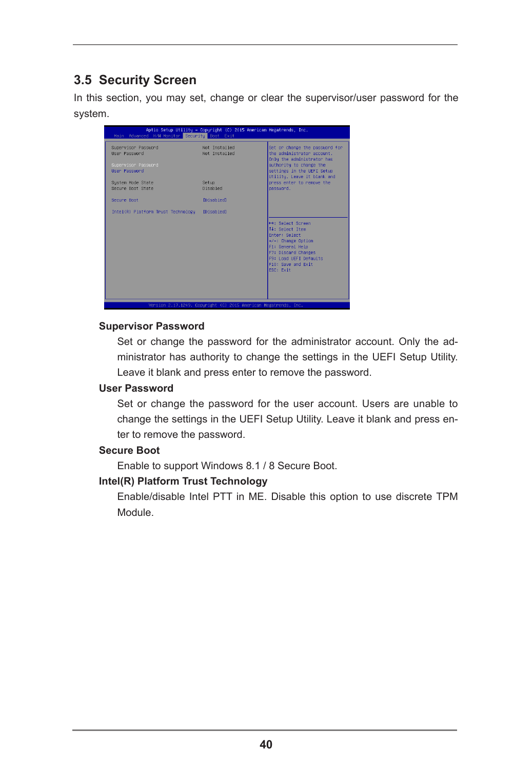## 3.5 Security Screen

In this section, you may set, change or clear the supervisor/user password for the system.

**Supervisor Password**

Set or change the password for the administrator account. Only the administrator has authority to change the settings in the UEFI Setup Utility. Leave it blank and press enter to remove the password.

**User Password**

Set or change the password for the user account. Users are unable to change the settings in the UEFI Setup Utility. Leave it blank and press enter to remove the password.

**Secure Boot**

Enable to support Windows 8.1 / 8 Secure Boot.

**Intel(R) Platform Trust Technology**

Enable/disable Intel PTT in ME. Disable this option to use discrete TPM Module.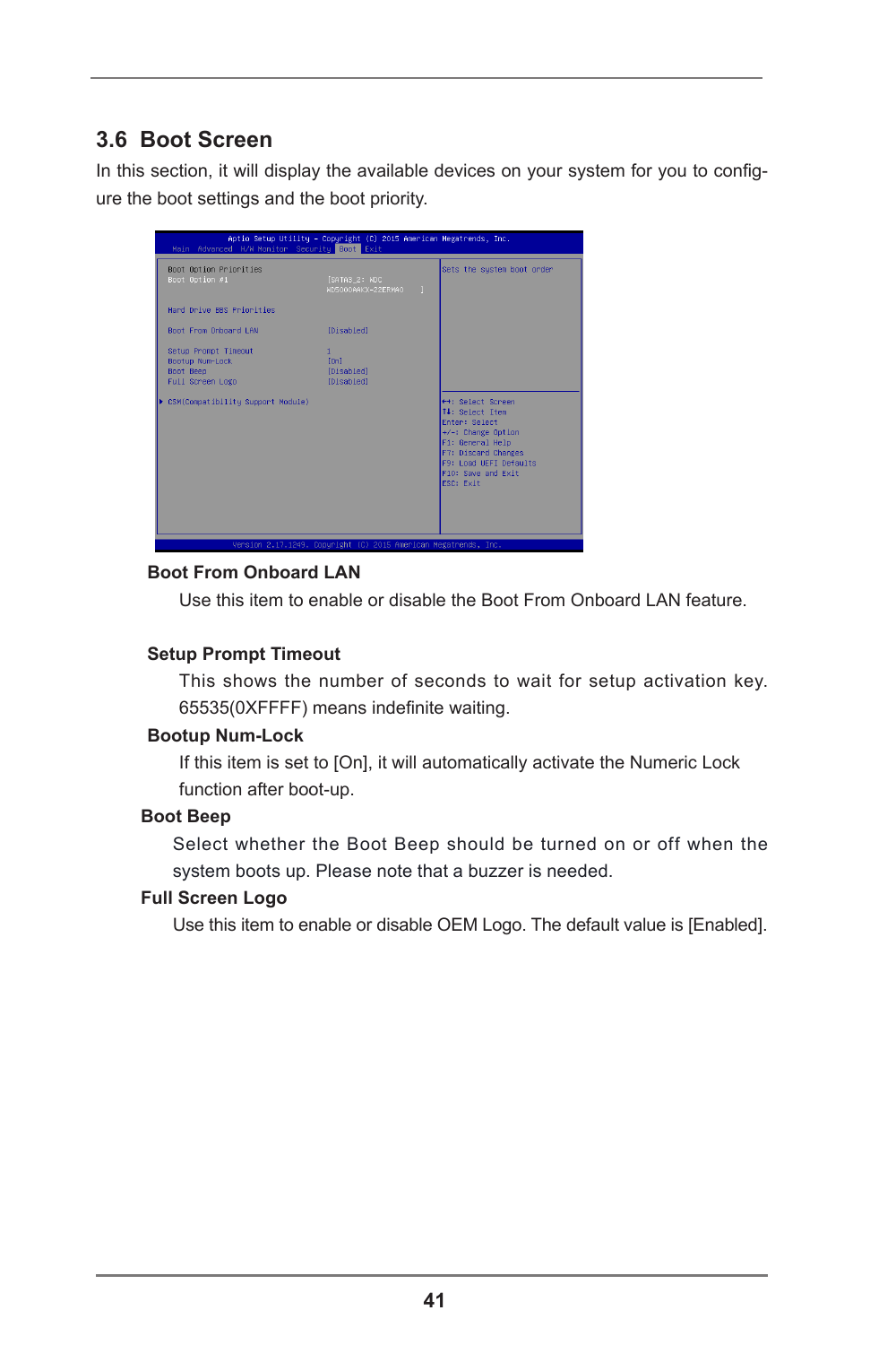## 3.6 Boot Screen

In this section, it will display the available devices on your system for you to configure the boot settings and the boot priority.

```
Aptio Setup Utility - Copyright (C) 2015 American Megatrends, Inc.
Main  Advanced  H/W Monitor  Security  Boot  Exit

Boot Option Priorities                                  Sets the system boot order
Boot Option #1              [SATA3_2: WDC
                            WD5000AAKX-22ERMA0    ]

Hard Drive BBS Priorities

Boot From Onboard LAN       [Disabled]

Setup Prompt Timeout        1
Bootup Num-Lock             [On]
Boot Beep                   [Disabled]
Full Screen Logo            [Disabled]

▶ CSM(Compatibility Support Module)                     ↔: Select Screen
                                                        ↑↓: Select Item
                                                        Enter: Select
                                                        +/-: Change Option
                                                        F1: General Help
                                                        F7: Discard Changes
                                                        F9: Load UEFI Defaults
                                                        F10: Save and Exit
                                                        ESC: Exit

Version 2.17.1249. Copyright (C) 2015 American Megatrends, Inc.
```

**Boot From Onboard LAN**

Use this item to enable or disable the Boot From Onboard LAN feature.

**Setup Prompt Timeout**

This shows the number of seconds to wait for setup activation key. 65535(0XFFFF) means indefinite waiting.

**Bootup Num-Lock**

If this item is set to [On], it will automatically activate the Numeric Lock function after boot-up.

**Boot Beep**

Select whether the Boot Beep should be turned on or off when the system boots up. Please note that a buzzer is needed.

**Full Screen Logo**

Use this item to enable or disable OEM Logo. The default value is [Enabled].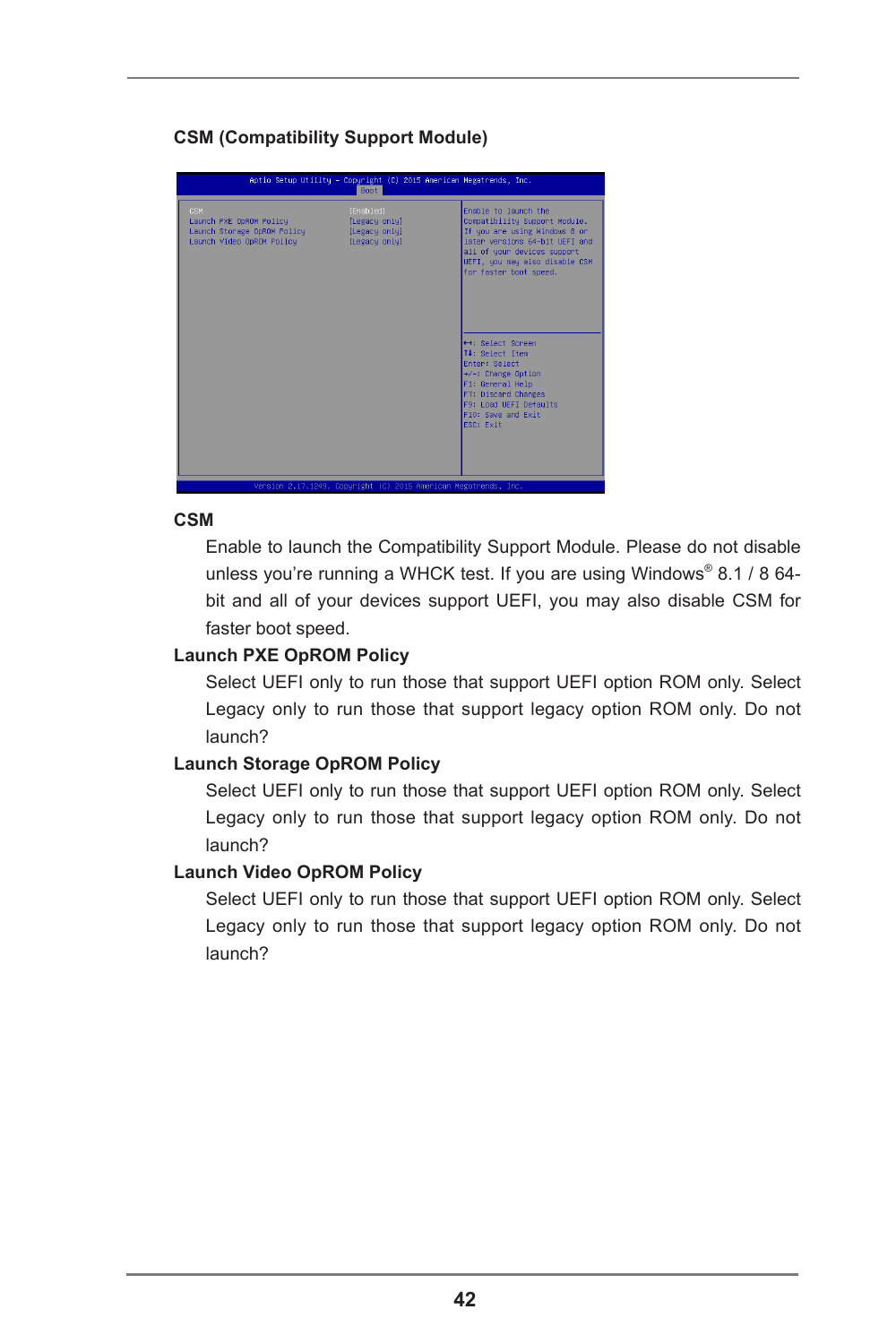### CSM (Compatibility Support Module)

**CSM**

Enable to launch the Compatibility Support Module. Please do not disable unless you're running a WHCK test. If you are using Windows® 8.1 / 8 64-bit and all of your devices support UEFI, you may also disable CSM for faster boot speed.

**Launch PXE OpROM Policy**

Select UEFI only to run those that support UEFI option ROM only. Select Legacy only to run those that support legacy option ROM only. Do not launch?

**Launch Storage OpROM Policy**

Select UEFI only to run those that support UEFI option ROM only. Select Legacy only to run those that support legacy option ROM only. Do not launch?

**Launch Video OpROM Policy**

Select UEFI only to run those that support UEFI option ROM only. Select Legacy only to run those that support legacy option ROM only. Do not launch?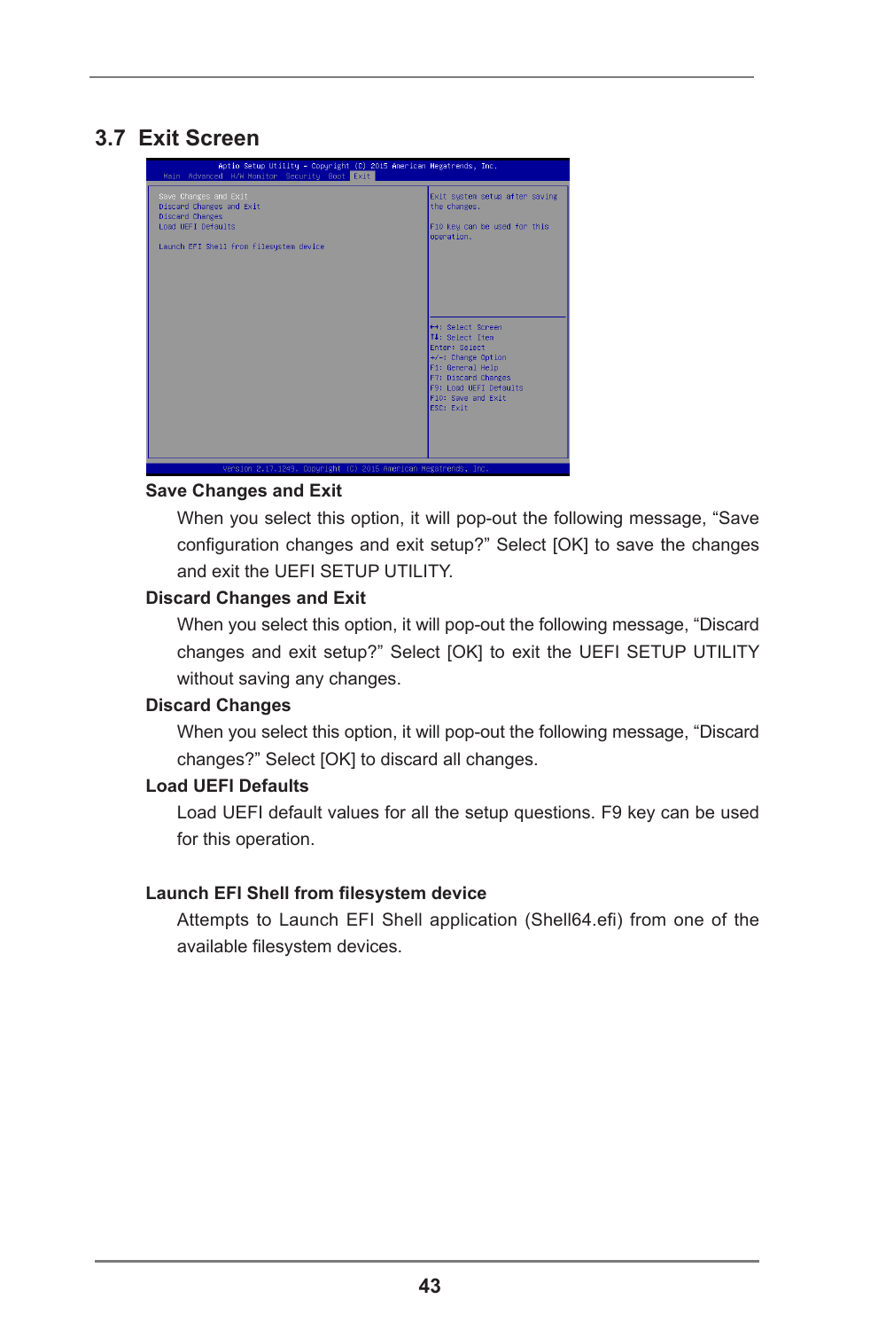## 3.7 Exit Screen

**Save Changes and Exit**

When you select this option, it will pop-out the following message, “Save configuration changes and exit setup?” Select [OK] to save the changes and exit the UEFI SETUP UTILITY.

**Discard Changes and Exit**

When you select this option, it will pop-out the following message, “Discard changes and exit setup?” Select [OK] to exit the UEFI SETUP UTILITY without saving any changes.

**Discard Changes**

When you select this option, it will pop-out the following message, “Discard changes?” Select [OK] to discard all changes.

**Load UEFI Defaults**

Load UEFI default values for all the setup questions. F9 key can be used for this operation.

**Launch EFI Shell from filesystem device**

Attempts to Launch EFI Shell application (Shell64.efi) from one of the available filesystem devices.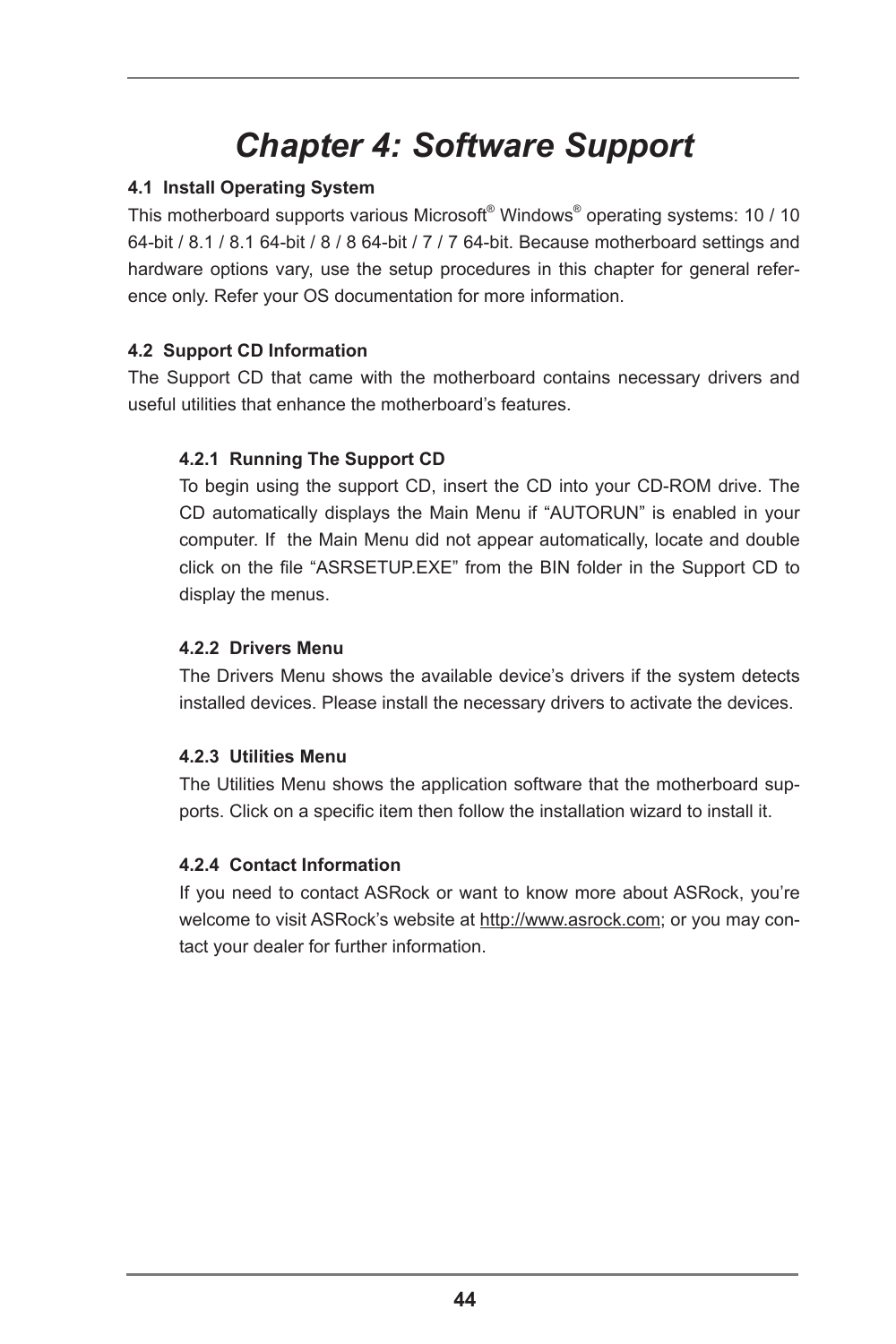# *Chapter 4: Software Support*

### 4.1 Install Operating System

This motherboard supports various Microsoft® Windows® operating systems: 10 / 10 64-bit / 8.1 / 8.1 64-bit / 8 / 8 64-bit / 7 / 7 64-bit. Because motherboard settings and hardware options vary, use the setup procedures in this chapter for general reference only. Refer your OS documentation for more information.

### 4.2 Support CD Information

The Support CD that came with the motherboard contains necessary drivers and useful utilities that enhance the motherboard's features.

#### 4.2.1 Running The Support CD

To begin using the support CD, insert the CD into your CD-ROM drive. The CD automatically displays the Main Menu if "AUTORUN" is enabled in your computer. If the Main Menu did not appear automatically, locate and double click on the file "ASRSETUP.EXE" from the BIN folder in the Support CD to display the menus.

#### 4.2.2 Drivers Menu

The Drivers Menu shows the available device's drivers if the system detects installed devices. Please install the necessary drivers to activate the devices.

#### 4.2.3 Utilities Menu

The Utilities Menu shows the application software that the motherboard supports. Click on a specific item then follow the installation wizard to install it.

#### 4.2.4 Contact Information

If you need to contact ASRock or want to know more about ASRock, you're welcome to visit ASRock's website at http://www.asrock.com; or you may contact your dealer for further information.